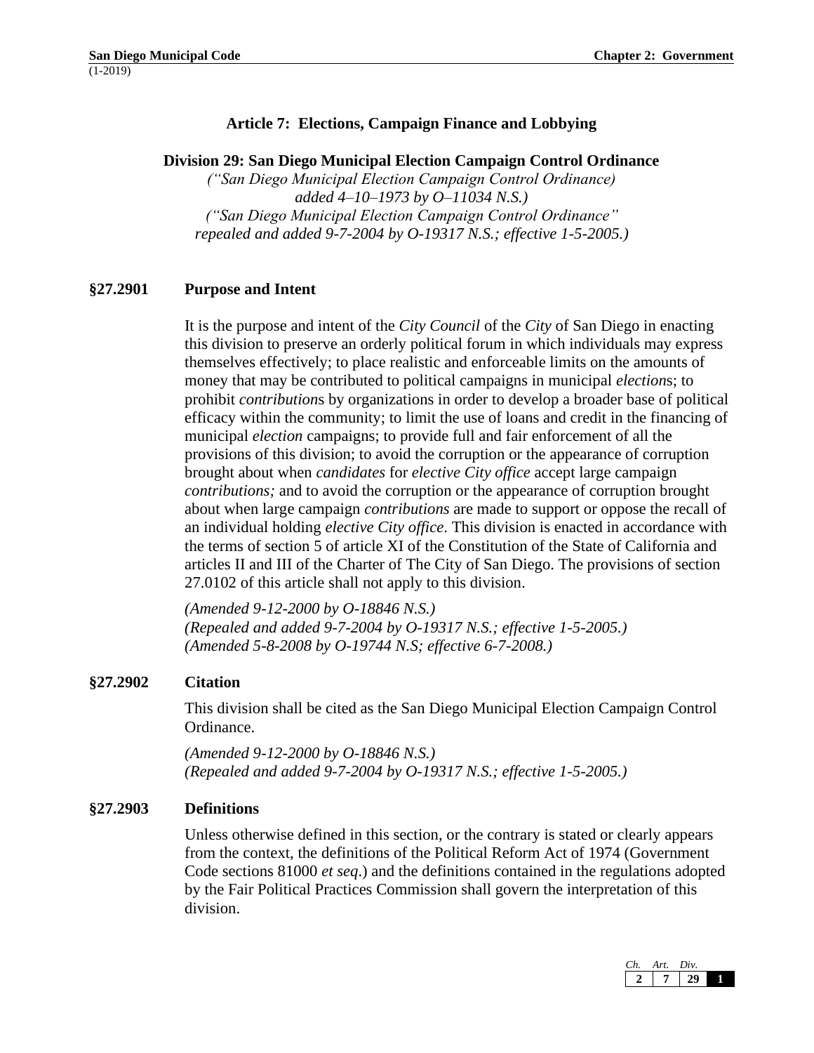# Article 7: Elections, Campaign Finance and Lobbying

## Division 29: San Diego Municipal Election Campaign Control Ordinance

*(“San Diego Municipal Election Campaign Control Ordinance)*
*added 4–10–1973 by O–11034 N.S.)*
*(“San Diego Municipal Election Campaign Control Ordinance”*
*repealed and added 9-7-2004 by O-19317 N.S.; effective 1-5-2005.)*

### §27.2901 Purpose and Intent

It is the purpose and intent of the *City Council* of the *City* of San Diego in enacting this division to preserve an orderly political forum in which individuals may express themselves effectively; to place realistic and enforceable limits on the amounts of money that may be contributed to political campaigns in municipal *election*s; to prohibit *contribution*s by organizations in order to develop a broader base of political efficacy within the community; to limit the use of loans and credit in the financing of municipal *election* campaigns; to provide full and fair enforcement of all the provisions of this division; to avoid the corruption or the appearance of corruption brought about when *candidates* for *elective City office* accept large campaign *contributions;* and to avoid the corruption or the appearance of corruption brought about when large campaign *contributions* are made to support or oppose the recall of an individual holding *elective City office*. This division is enacted in accordance with the terms of section 5 of article XI of the Constitution of the State of California and articles II and III of the Charter of The City of San Diego. The provisions of section 27.0102 of this article shall not apply to this division.

*(Amended 9-12-2000 by O-18846 N.S.)*
*(Repealed and added 9-7-2004 by O-19317 N.S.; effective 1-5-2005.)*
*(Amended 5-8-2008 by O-19744 N.S; effective 6-7-2008.)*

### §27.2902 Citation

This division shall be cited as the San Diego Municipal Election Campaign Control Ordinance.

*(Amended 9-12-2000 by O-18846 N.S.)*
*(Repealed and added 9-7-2004 by O-19317 N.S.; effective 1-5-2005.)*

### §27.2903 Definitions

Unless otherwise defined in this section, or the contrary is stated or clearly appears from the context, the definitions of the Political Reform Act of 1974 (Government Code sections 81000 *et seq*.) and the definitions contained in the regulations adopted by the Fair Political Practices Commission shall govern the interpretation of this division.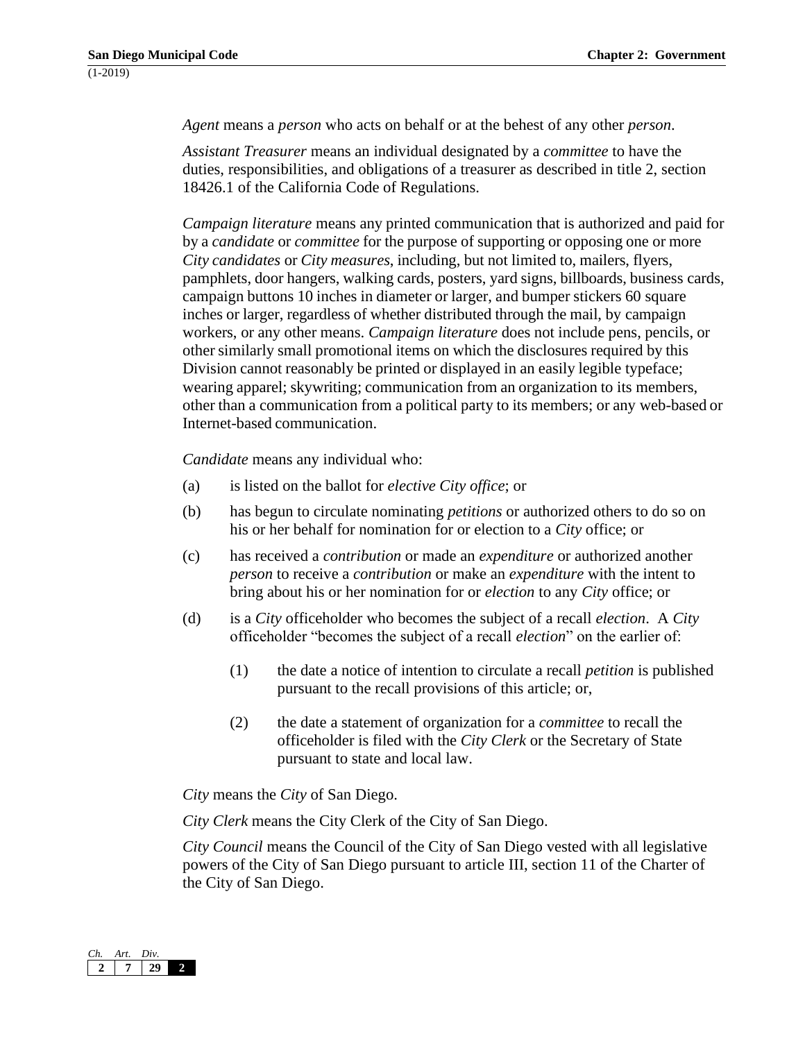*Agent* means a *person* who acts on behalf or at the behest of any other *person*.

*Assistant Treasurer* means an individual designated by a *committee* to have the duties, responsibilities, and obligations of a treasurer as described in title 2, section 18426.1 of the California Code of Regulations.

*Campaign literature* means any printed communication that is authorized and paid for by a *candidate* or *committee* for the purpose of supporting or opposing one or more *City candidates* or *City measures*, including, but not limited to, mailers, flyers, pamphlets, door hangers, walking cards, posters, yard signs, billboards, business cards, campaign buttons 10 inches in diameter or larger, and bumper stickers 60 square inches or larger, regardless of whether distributed through the mail, by campaign workers, or any other means. *Campaign literature* does not include pens, pencils, or other similarly small promotional items on which the disclosures required by this Division cannot reasonably be printed or displayed in an easily legible typeface; wearing apparel; skywriting; communication from an organization to its members, other than a communication from a political party to its members; or any web-based or Internet-based communication.

*Candidate* means any individual who:

(a) is listed on the ballot for *elective City office*; or

(b) has begun to circulate nominating *petitions* or authorized others to do so on his or her behalf for nomination for or election to a *City* office; or

(c) has received a *contribution* or made an *expenditure* or authorized another *person* to receive a *contribution* or make an *expenditure* with the intent to bring about his or her nomination for or *election* to any *City* office; or

(d) is a *City* officeholder who becomes the subject of a recall *election*. A *City* officeholder "becomes the subject of a recall *election*" on the earlier of:

  (1) the date a notice of intention to circulate a recall *petition* is published pursuant to the recall provisions of this article; or,

  (2) the date a statement of organization for a *committee* to recall the officeholder is filed with the *City Clerk* or the Secretary of State pursuant to state and local law.

*City* means the *City* of San Diego.

*City Clerk* means the City Clerk of the City of San Diego.

*City Council* means the Council of the City of San Diego vested with all legislative powers of the City of San Diego pursuant to article III, section 11 of the Charter of the City of San Diego.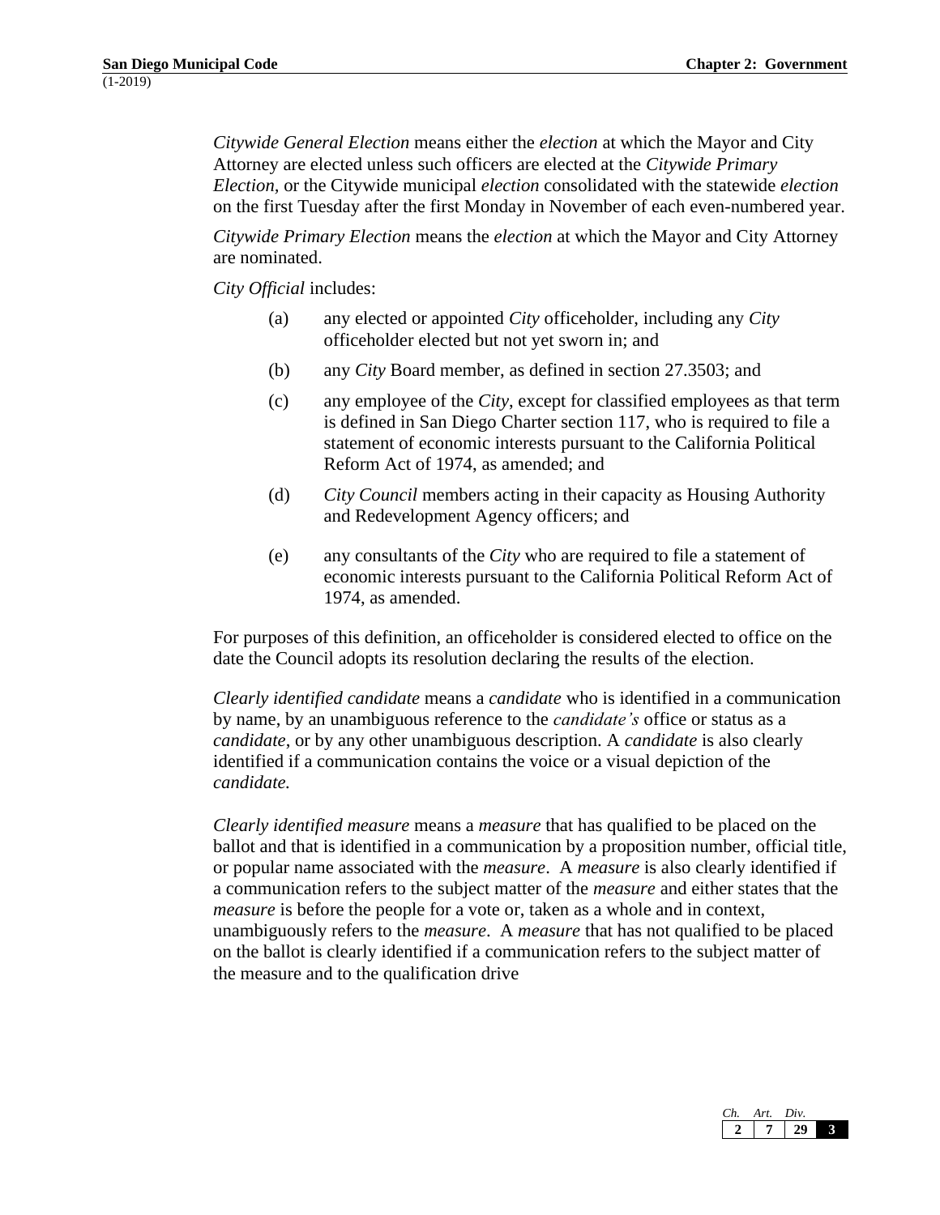*Citywide General Election* means either the *election* at which the Mayor and City Attorney are elected unless such officers are elected at the *Citywide Primary Election*, or the Citywide municipal *election* consolidated with the statewide *election* on the first Tuesday after the first Monday in November of each even-numbered year.

*Citywide Primary Election* means the *election* at which the Mayor and City Attorney are nominated.

*City Official* includes:

(a) any elected or appointed *City* officeholder, including any *City* officeholder elected but not yet sworn in; and

(b) any *City* Board member, as defined in section 27.3503; and

(c) any employee of the *City*, except for classified employees as that term is defined in San Diego Charter section 117, who is required to file a statement of economic interests pursuant to the California Political Reform Act of 1974, as amended; and

(d) *City Council* members acting in their capacity as Housing Authority and Redevelopment Agency officers; and

(e) any consultants of the *City* who are required to file a statement of economic interests pursuant to the California Political Reform Act of 1974, as amended.

For purposes of this definition, an officeholder is considered elected to office on the date the Council adopts its resolution declaring the results of the election.

*Clearly identified candidate* means a *candidate* who is identified in a communication by name, by an unambiguous reference to the *candidate's* office or status as a *candidate*, or by any other unambiguous description. A *candidate* is also clearly identified if a communication contains the voice or a visual depiction of the *candidate.*

*Clearly identified measure* means a *measure* that has qualified to be placed on the ballot and that is identified in a communication by a proposition number, official title, or popular name associated with the *measure*. A *measure* is also clearly identified if a communication refers to the subject matter of the *measure* and either states that the *measure* is before the people for a vote or, taken as a whole and in context, unambiguously refers to the *measure*. A *measure* that has not qualified to be placed on the ballot is clearly identified if a communication refers to the subject matter of the measure and to the qualification drive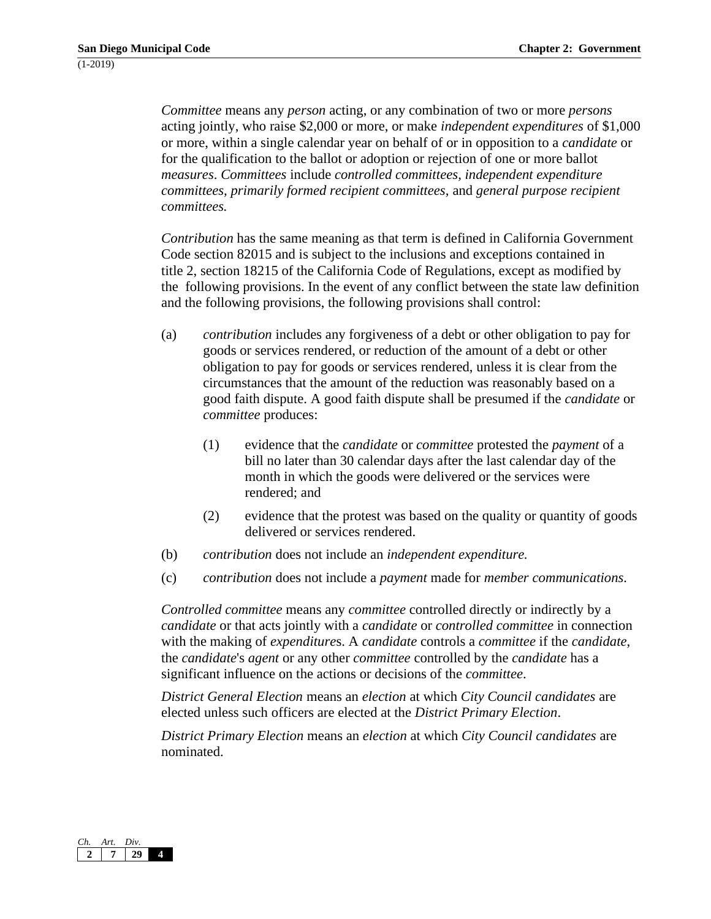*Committee* means any *person* acting, or any combination of two or more *persons* acting jointly, who raise $2,000 or more, or make *independent expenditures* of $1,000 or more, within a single calendar year on behalf of or in opposition to a *candidate* or for the qualification to the ballot or adoption or rejection of one or more ballot *measures*. *Committees* include *controlled committees, independent expenditure committees, primarily formed recipient committees,* and *general purpose recipient committees.*

*Contribution* has the same meaning as that term is defined in California Government Code section 82015 and is subject to the inclusions and exceptions contained in title 2, section 18215 of the California Code of Regulations, except as modified by the following provisions. In the event of any conflict between the state law definition and the following provisions, the following provisions shall control:

(a) *contribution* includes any forgiveness of a debt or other obligation to pay for goods or services rendered, or reduction of the amount of a debt or other obligation to pay for goods or services rendered, unless it is clear from the circumstances that the amount of the reduction was reasonably based on a good faith dispute. A good faith dispute shall be presumed if the *candidate* or *committee* produces:

> (1) evidence that the *candidate* or *committee* protested the *payment* of a bill no later than 30 calendar days after the last calendar day of the month in which the goods were delivered or the services were rendered; and
>
> (2) evidence that the protest was based on the quality or quantity of goods delivered or services rendered.

(b) *contribution* does not include an *independent expenditure.*

(c) *contribution* does not include a *payment* made for *member communications*.

*Controlled committee* means any *committee* controlled directly or indirectly by a *candidate* or that acts jointly with a *candidate* or *controlled committee* in connection with the making of *expenditure*s. A *candidate* controls a *committee* if the *candidate*, the *candidate*'s *agent* or any other *committee* controlled by the *candidate* has a significant influence on the actions or decisions of the *committee*.

*District General Election* means an *election* at which *City Council candidates* are elected unless such officers are elected at the *District Primary Election*.

*District Primary Election* means an *election* at which *City Council candidates* are nominated.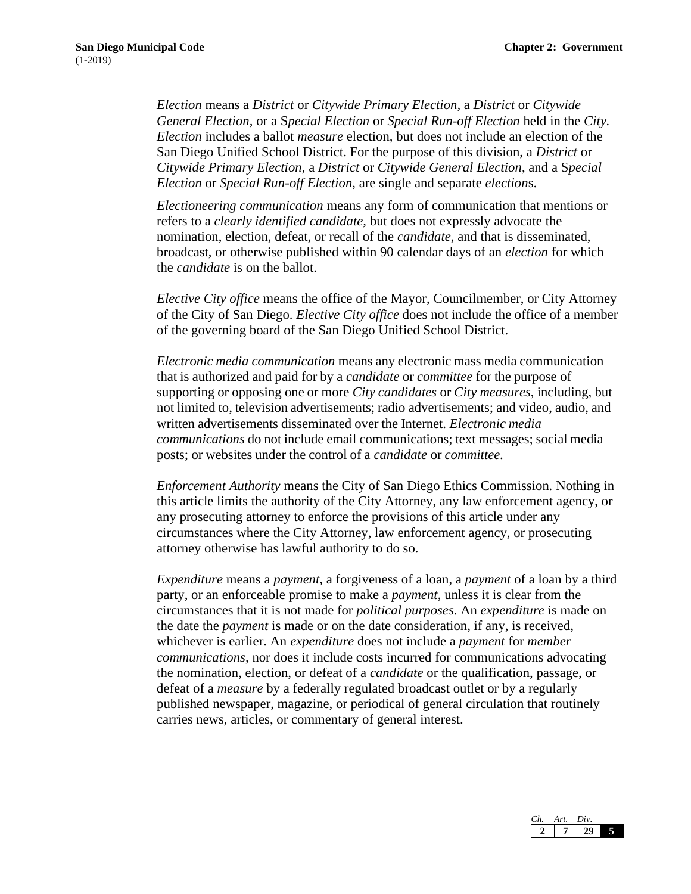*Election* means a *District* or *Citywide Primary Election*, a *District* or *Citywide General Election,* or a S*pecial Election* or *Special Run-off Election* held in the *City*. *Election* includes a ballot *measure* election, but does not include an election of the San Diego Unified School District. For the purpose of this division, a *District* or *Citywide Primary Election*, a *District* or *Citywide General Election*, and a S*pecial Election* or *Special Run-off Election*, are single and separate *election*s.

*Electioneering communication* means any form of communication that mentions or refers to a *clearly identified candidate,* but does not expressly advocate the nomination, election, defeat, or recall of the *candidate*, and that is disseminated, broadcast, or otherwise published within 90 calendar days of an *election* for which the *candidate* is on the ballot.

*Elective City office* means the office of the Mayor, Councilmember, or City Attorney of the City of San Diego. *Elective City office* does not include the office of a member of the governing board of the San Diego Unified School District.

*Electronic media communication* means any electronic mass media communication that is authorized and paid for by a *candidate* or *committee* for the purpose of supporting or opposing one or more *City candidates* or *City measures*, including, but not limited to, television advertisements; radio advertisements; and video, audio, and written advertisements disseminated over the Internet. *Electronic media communications* do not include email communications; text messages; social media posts; or websites under the control of a *candidate* or *committee.*

*Enforcement Authority* means the City of San Diego Ethics Commission*.* Nothing in this article limits the authority of the City Attorney, any law enforcement agency, or any prosecuting attorney to enforce the provisions of this article under any circumstances where the City Attorney, law enforcement agency, or prosecuting attorney otherwise has lawful authority to do so.

*Expenditure* means a *payment*, a forgiveness of a loan, a *payment* of a loan by a third party, or an enforceable promise to make a *payment*, unless it is clear from the circumstances that it is not made for *political purposes*. An *expenditure* is made on the date the *payment* is made or on the date consideration, if any, is received, whichever is earlier. An *expenditure* does not include a *payment* for *member communications*, nor does it include costs incurred for communications advocating the nomination, election, or defeat of a *candidate* or the qualification, passage, or defeat of a *measure* by a federally regulated broadcast outlet or by a regularly published newspaper, magazine, or periodical of general circulation that routinely carries news, articles, or commentary of general interest.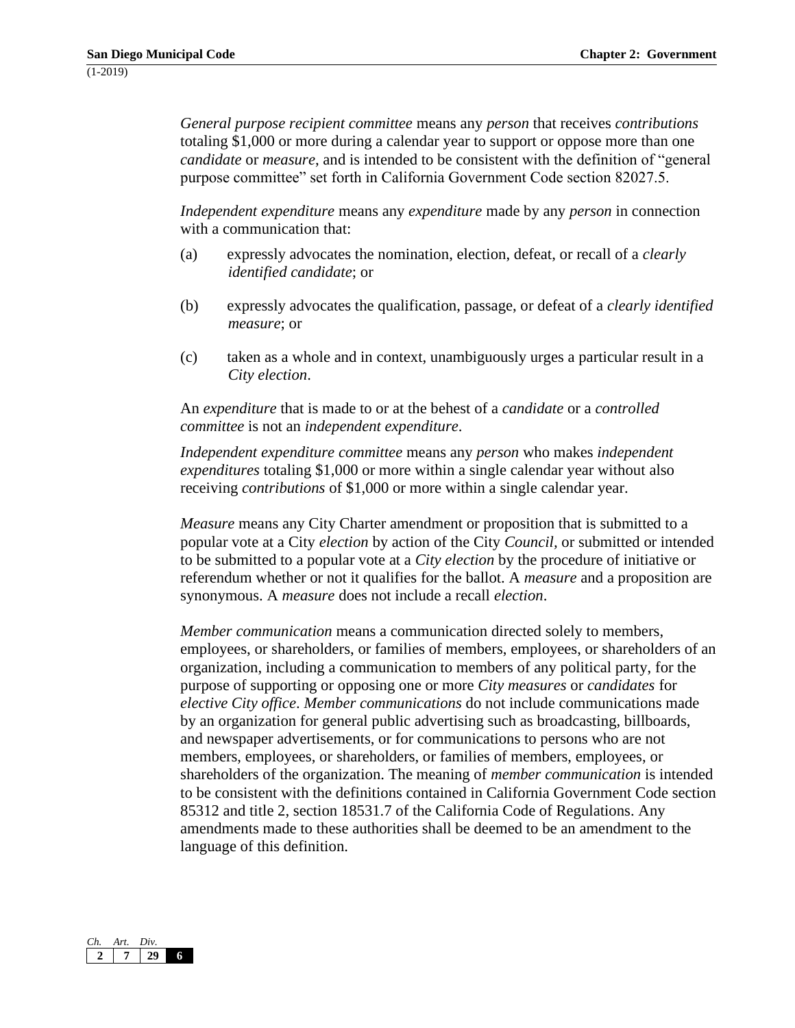*General purpose recipient committee* means any *person* that receives *contributions* totaling $1,000 or more during a calendar year to support or oppose more than one *candidate* or *measure*, and is intended to be consistent with the definition of "general purpose committee" set forth in California Government Code section 82027.5.

*Independent expenditure* means any *expenditure* made by any *person* in connection with a communication that:

(a) expressly advocates the nomination, election, defeat, or recall of a *clearly identified candidate*; or

(b) expressly advocates the qualification, passage, or defeat of a *clearly identified measure*; or

(c) taken as a whole and in context, unambiguously urges a particular result in a *City election*.

An *expenditure* that is made to or at the behest of a *candidate* or a *controlled committee* is not an *independent expenditure*.

*Independent expenditure committee* means any *person* who makes *independent expenditures* totaling $1,000 or more within a single calendar year without also receiving *contributions* of $1,000 or more within a single calendar year.

*Measure* means any City Charter amendment or proposition that is submitted to a popular vote at a City *election* by action of the City *Council*, or submitted or intended to be submitted to a popular vote at a *City election* by the procedure of initiative or referendum whether or not it qualifies for the ballot. A *measure* and a proposition are synonymous. A *measure* does not include a recall *election*.

*Member communication* means a communication directed solely to members, employees, or shareholders, or families of members, employees, or shareholders of an organization, including a communication to members of any political party, for the purpose of supporting or opposing one or more *City measures* or *candidates* for *elective City office*. *Member communications* do not include communications made by an organization for general public advertising such as broadcasting, billboards, and newspaper advertisements, or for communications to persons who are not members, employees, or shareholders, or families of members, employees, or shareholders of the organization. The meaning of *member communication* is intended to be consistent with the definitions contained in California Government Code section 85312 and title 2, section 18531.7 of the California Code of Regulations. Any amendments made to these authorities shall be deemed to be an amendment to the language of this definition.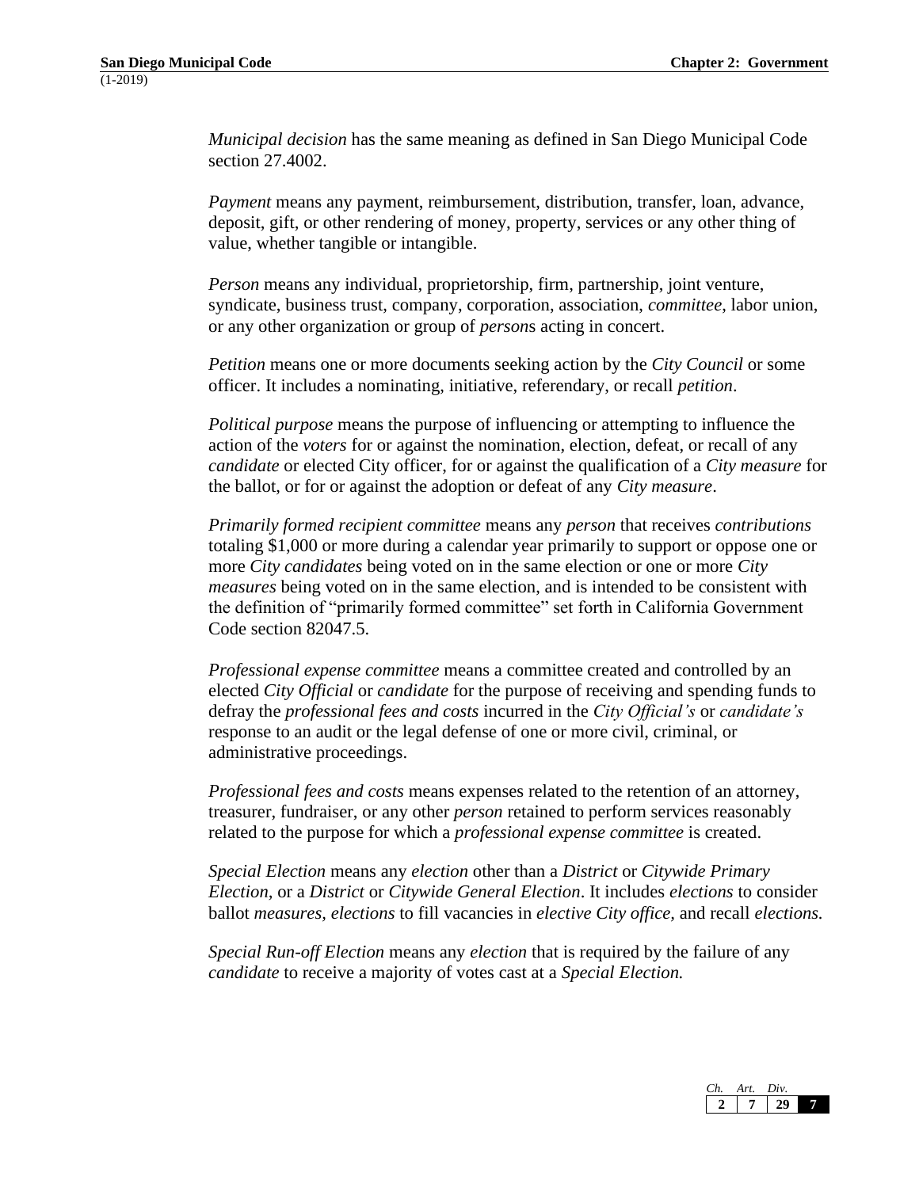*Municipal decision* has the same meaning as defined in San Diego Municipal Code section 27.4002.

*Payment* means any payment, reimbursement, distribution, transfer, loan, advance, deposit, gift, or other rendering of money, property, services or any other thing of value, whether tangible or intangible.

*Person* means any individual, proprietorship, firm, partnership, joint venture, syndicate, business trust, company, corporation, association, *committee*, labor union, or any other organization or group of *person*s acting in concert.

*Petition* means one or more documents seeking action by the *City Council* or some officer. It includes a nominating, initiative, referendary, or recall *petition*.

*Political purpose* means the purpose of influencing or attempting to influence the action of the *voters* for or against the nomination, election, defeat, or recall of any *candidate* or elected City officer, for or against the qualification of a *City measure* for the ballot, or for or against the adoption or defeat of any *City measure*.

*Primarily formed recipient committee* means any *person* that receives *contributions* totaling $1,000 or more during a calendar year primarily to support or oppose one or more *City candidates* being voted on in the same election or one or more *City measures* being voted on in the same election, and is intended to be consistent with the definition of "primarily formed committee" set forth in California Government Code section 82047.5.

*Professional expense committee* means a committee created and controlled by an elected *City Official* or *candidate* for the purpose of receiving and spending funds to defray the *professional fees and costs* incurred in the *City Official's* or *candidate's* response to an audit or the legal defense of one or more civil, criminal, or administrative proceedings.

*Professional fees and costs* means expenses related to the retention of an attorney, treasurer, fundraiser, or any other *person* retained to perform services reasonably related to the purpose for which a *professional expense committee* is created.

*Special Election* means any *election* other than a *District* or *Citywide Primary Election*, or a *District* or *Citywide General Election*. It includes *elections* to consider ballot *measures*, *elections* to fill vacancies in *elective City office*, and recall *elections.*

*Special Run-off Election* means any *election* that is required by the failure of any *candidate* to receive a majority of votes cast at a *Special Election.*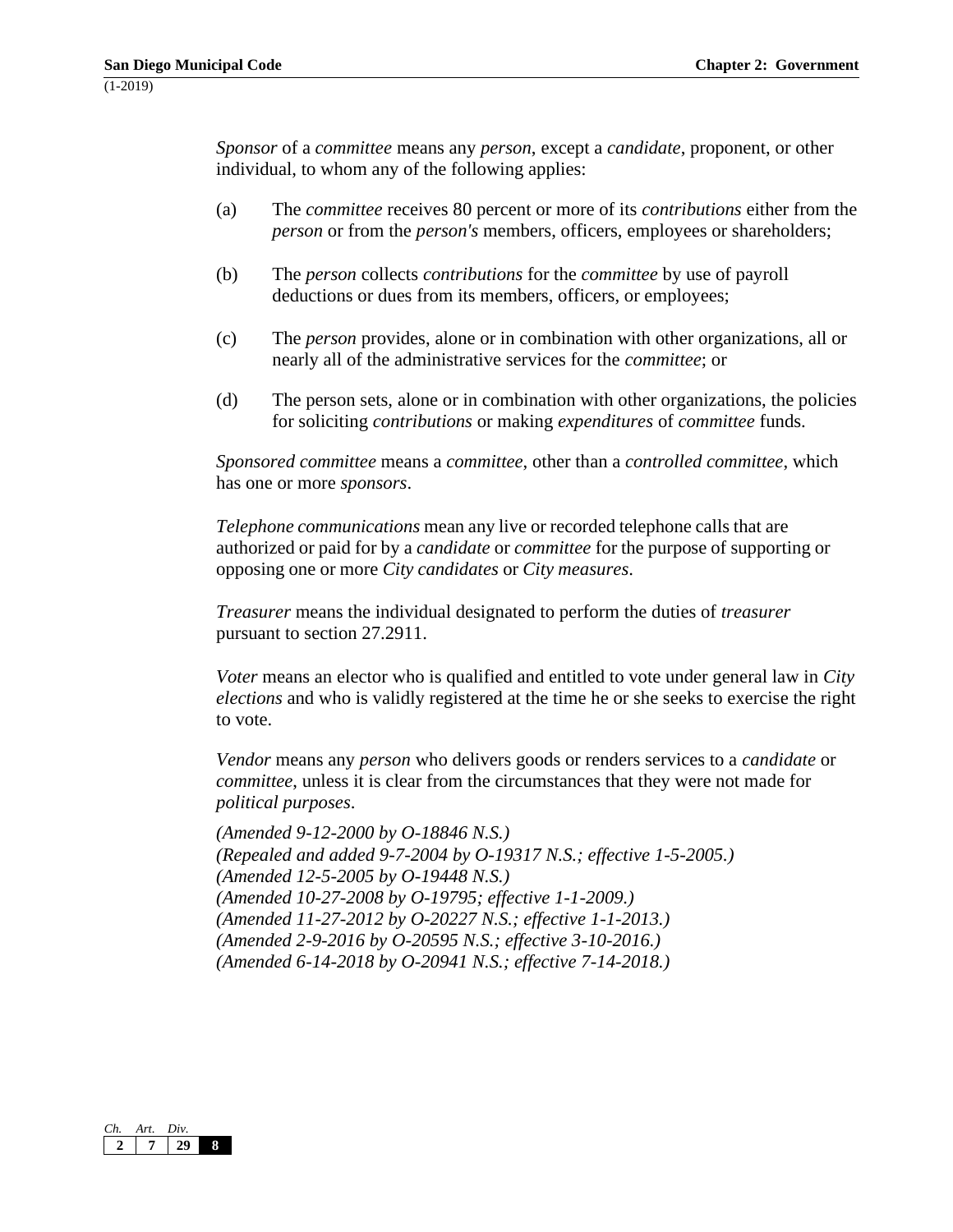*Sponsor* of a *committee* means any *person*, except a *candidate*, proponent, or other individual, to whom any of the following applies:

(a) The *committee* receives 80 percent or more of its *contributions* either from the *person* or from the *person's* members, officers, employees or shareholders;

(b) The *person* collects *contributions* for the *committee* by use of payroll deductions or dues from its members, officers, or employees;

(c) The *person* provides, alone or in combination with other organizations, all or nearly all of the administrative services for the *committee*; or

(d) The person sets, alone or in combination with other organizations, the policies for soliciting *contributions* or making *expenditures* of *committee* funds.

*Sponsored committee* means a *committee*, other than a *controlled committee*, which has one or more *sponsors*.

*Telephone communications* mean any live or recorded telephone calls that are authorized or paid for by a *candidate* or *committee* for the purpose of supporting or opposing one or more *City candidates* or *City measures*.

*Treasurer* means the individual designated to perform the duties of *treasurer* pursuant to section 27.2911.

*Voter* means an elector who is qualified and entitled to vote under general law in *City elections* and who is validly registered at the time he or she seeks to exercise the right to vote.

*Vendor* means any *person* who delivers goods or renders services to a *candidate* or *committee*, unless it is clear from the circumstances that they were not made for *political purposes*.

*(Amended 9-12-2000 by O-18846 N.S.)*
*(Repealed and added 9-7-2004 by O-19317 N.S.; effective 1-5-2005.)*
*(Amended 12-5-2005 by O-19448 N.S.)*
*(Amended 10-27-2008 by O-19795; effective 1-1-2009.)*
*(Amended 11-27-2012 by O-20227 N.S.; effective 1-1-2013.)*
*(Amended 2-9-2016 by O-20595 N.S.; effective 3-10-2016.)*
*(Amended 6-14-2018 by O-20941 N.S.; effective 7-14-2018.)*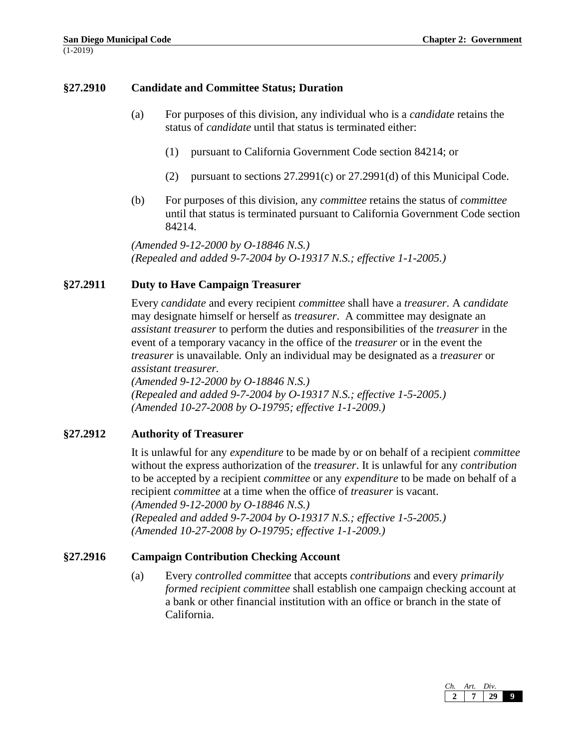### §27.2910 Candidate and Committee Status; Duration

(a) For purposes of this division, any individual who is a *candidate* retains the status of *candidate* until that status is terminated either:

(1) pursuant to California Government Code section 84214; or

(2) pursuant to sections 27.2991(c) or 27.2991(d) of this Municipal Code.

(b) For purposes of this division, any *committee* retains the status of *committee* until that status is terminated pursuant to California Government Code section 84214.

*(Amended 9-12-2000 by O-18846 N.S.)*
*(Repealed and added 9-7-2004 by O-19317 N.S.; effective 1-1-2005.)*

### §27.2911 Duty to Have Campaign Treasurer

Every *candidate* and every recipient *committee* shall have a *treasurer*. A *candidate* may designate himself or herself as *treasurer*. A committee may designate an *assistant treasurer* to perform the duties and responsibilities of the *treasurer* in the event of a temporary vacancy in the office of the *treasurer* or in the event the *treasurer* is unavailable. Only an individual may be designated as a *treasurer* or *assistant treasurer.*
*(Amended 9-12-2000 by O-18846 N.S.)*
*(Repealed and added 9-7-2004 by O-19317 N.S.; effective 1-5-2005.)*
*(Amended 10-27-2008 by O-19795; effective 1-1-2009.)*

### §27.2912 Authority of Treasurer

It is unlawful for any *expenditure* to be made by or on behalf of a recipient *committee* without the express authorization of the *treasurer*. It is unlawful for any *contribution* to be accepted by a recipient *committee* or any *expenditure* to be made on behalf of a recipient *committee* at a time when the office of *treasurer* is vacant.
*(Amended 9-12-2000 by O-18846 N.S.)*
*(Repealed and added 9-7-2004 by O-19317 N.S.; effective 1-5-2005.)*
*(Amended 10-27-2008 by O-19795; effective 1-1-2009.)*

### §27.2916 Campaign Contribution Checking Account

(a) Every *controlled committee* that accepts *contributions* and every *primarily formed recipient committee* shall establish one campaign checking account at a bank or other financial institution with an office or branch in the state of California.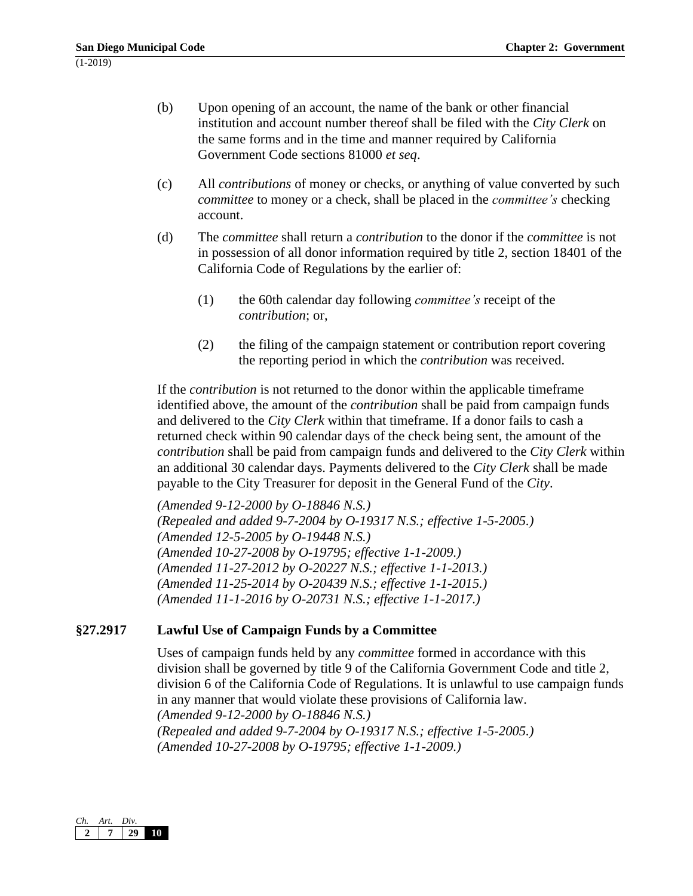(b) Upon opening of an account, the name of the bank or other financial institution and account number thereof shall be filed with the *City Clerk* on the same forms and in the time and manner required by California Government Code sections 81000 *et seq*.

(c) All *contributions* of money or checks, or anything of value converted by such *committee* to money or a check, shall be placed in the *committee's* checking account.

(d) The *committee* shall return a *contribution* to the donor if the *committee* is not in possession of all donor information required by title 2, section 18401 of the California Code of Regulations by the earlier of:

   (1) the 60th calendar day following *committee's* receipt of the *contribution*; or,

   (2) the filing of the campaign statement or contribution report covering the reporting period in which the *contribution* was received.

If the *contribution* is not returned to the donor within the applicable timeframe identified above, the amount of the *contribution* shall be paid from campaign funds and delivered to the *City Clerk* within that timeframe. If a donor fails to cash a returned check within 90 calendar days of the check being sent, the amount of the *contribution* shall be paid from campaign funds and delivered to the *City Clerk* within an additional 30 calendar days. Payments delivered to the *City Clerk* shall be made payable to the City Treasurer for deposit in the General Fund of the *City*.

*(Amended 9-12-2000 by O-18846 N.S.)*
*(Repealed and added 9-7-2004 by O-19317 N.S.; effective 1-5-2005.)*
*(Amended 12-5-2005 by O-19448 N.S.)*
*(Amended 10-27-2008 by O-19795; effective 1-1-2009.)*
*(Amended 11-27-2012 by O-20227 N.S.; effective 1-1-2013.)*
*(Amended 11-25-2014 by O-20439 N.S.; effective 1-1-2015.)*
*(Amended 11-1-2016 by O-20731 N.S.; effective 1-1-2017.)*

### §27.2917 Lawful Use of Campaign Funds by a Committee

Uses of campaign funds held by any *committee* formed in accordance with this division shall be governed by title 9 of the California Government Code and title 2, division 6 of the California Code of Regulations. It is unlawful to use campaign funds in any manner that would violate these provisions of California law.
*(Amended 9-12-2000 by O-18846 N.S.)*
*(Repealed and added 9-7-2004 by O-19317 N.S.; effective 1-5-2005.)*
*(Amended 10-27-2008 by O-19795; effective 1-1-2009.)*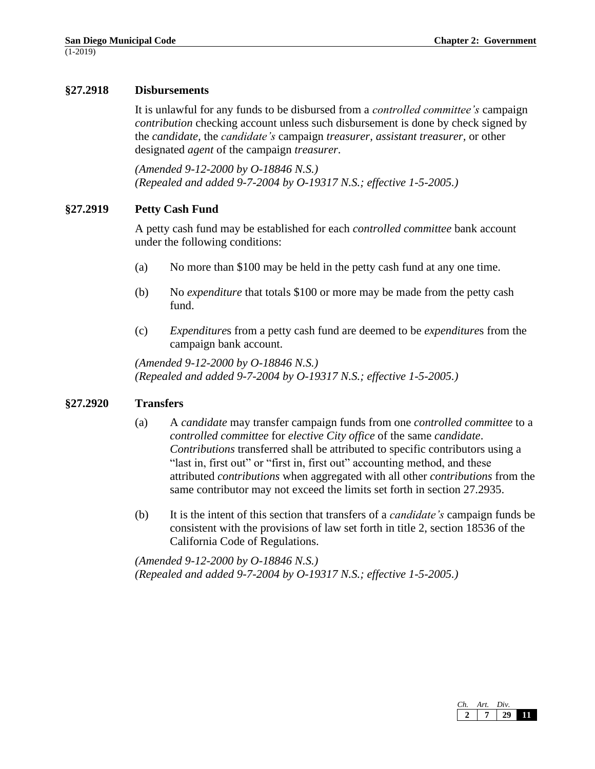### §27.2918 Disbursements

It is unlawful for any funds to be disbursed from a *controlled committee's* campaign *contribution* checking account unless such disbursement is done by check signed by the *candidate*, the *candidate's* campaign *treasurer*, *assistant treasurer*, or other designated *agent* of the campaign *treasurer*.

*(Amended 9-12-2000 by O-18846 N.S.)*
*(Repealed and added 9-7-2004 by O-19317 N.S.; effective 1-5-2005.)*

### §27.2919 Petty Cash Fund

A petty cash fund may be established for each *controlled committee* bank account under the following conditions:

(a) No more than $100 may be held in the petty cash fund at any one time.

(b) No *expenditure* that totals $100 or more may be made from the petty cash fund.

(c) *Expenditure*s from a petty cash fund are deemed to be *expenditure*s from the campaign bank account.

*(Amended 9-12-2000 by O-18846 N.S.)*
*(Repealed and added 9-7-2004 by O-19317 N.S.; effective 1-5-2005.)*

### §27.2920 Transfers

(a) A *candidate* may transfer campaign funds from one *controlled committee* to a *controlled committee* for *elective City office* of the same *candidate*. *Contributions* transferred shall be attributed to specific contributors using a "last in, first out" or "first in, first out" accounting method, and these attributed *contributions* when aggregated with all other *contributions* from the same contributor may not exceed the limits set forth in section 27.2935.

(b) It is the intent of this section that transfers of a *candidate's* campaign funds be consistent with the provisions of law set forth in title 2, section 18536 of the California Code of Regulations.

*(Amended 9-12-2000 by O-18846 N.S.)*
*(Repealed and added 9-7-2004 by O-19317 N.S.; effective 1-5-2005.)*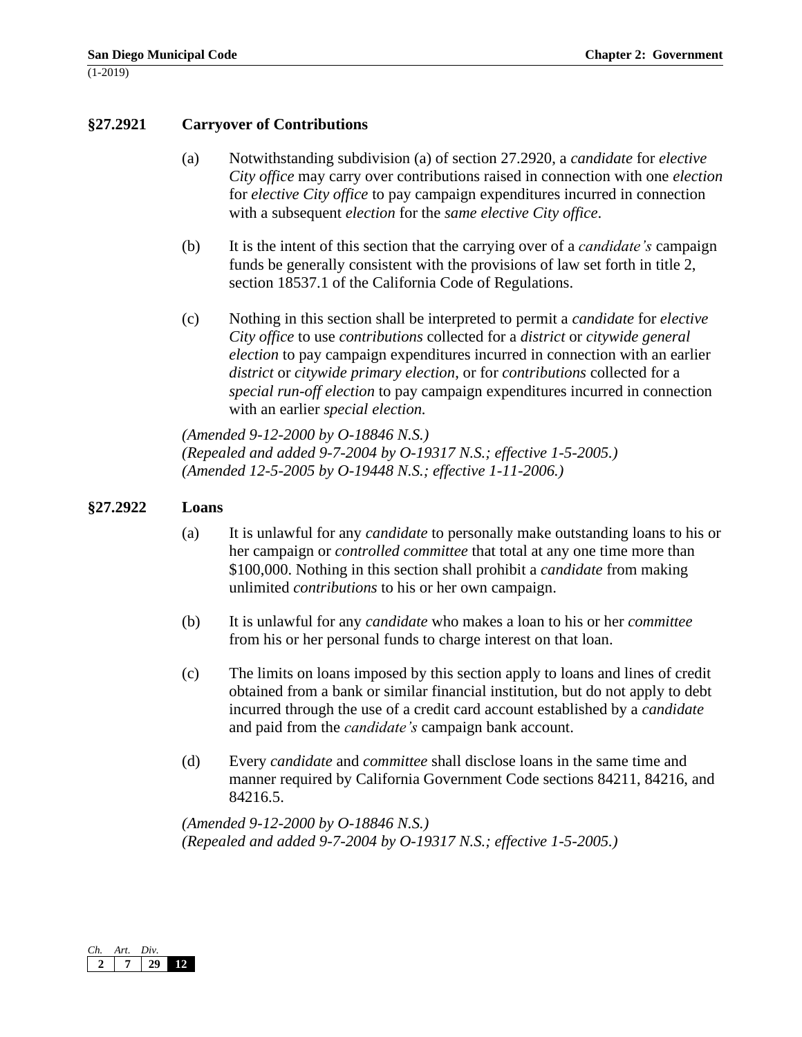### §27.2921 Carryover of Contributions

(a) Notwithstanding subdivision (a) of section 27.2920, a *candidate* for *elective City office* may carry over contributions raised in connection with one *election* for *elective City office* to pay campaign expenditures incurred in connection with a subsequent *election* for the *same elective City office*.

(b) It is the intent of this section that the carrying over of a *candidate's* campaign funds be generally consistent with the provisions of law set forth in title 2, section 18537.1 of the California Code of Regulations.

(c) Nothing in this section shall be interpreted to permit a *candidate* for *elective City office* to use *contributions* collected for a *district* or *citywide general election* to pay campaign expenditures incurred in connection with an earlier *district* or *citywide primary election*, or for *contributions* collected for a *special run-off election* to pay campaign expenditures incurred in connection with an earlier *special election.*

*(Amended 9-12-2000 by O-18846 N.S.)*
*(Repealed and added 9-7-2004 by O-19317 N.S.; effective 1-5-2005.)*
*(Amended 12-5-2005 by O-19448 N.S.; effective 1-11-2006.)*

### §27.2922 Loans

(a) It is unlawful for any *candidate* to personally make outstanding loans to his or her campaign or *controlled committee* that total at any one time more than $100,000. Nothing in this section shall prohibit a *candidate* from making unlimited *contributions* to his or her own campaign.

(b) It is unlawful for any *candidate* who makes a loan to his or her *committee* from his or her personal funds to charge interest on that loan.

(c) The limits on loans imposed by this section apply to loans and lines of credit obtained from a bank or similar financial institution, but do not apply to debt incurred through the use of a credit card account established by a *candidate* and paid from the *candidate's* campaign bank account.

(d) Every *candidate* and *committee* shall disclose loans in the same time and manner required by California Government Code sections 84211, 84216, and 84216.5.

*(Amended 9-12-2000 by O-18846 N.S.)*
*(Repealed and added 9-7-2004 by O-19317 N.S.; effective 1-5-2005.)*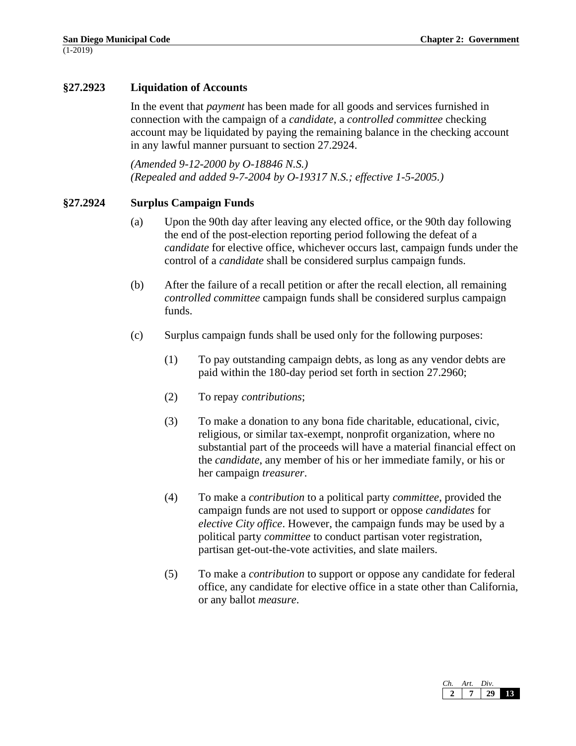### §27.2923 Liquidation of Accounts

In the event that *payment* has been made for all goods and services furnished in connection with the campaign of a *candidate*, a *controlled committee* checking account may be liquidated by paying the remaining balance in the checking account in any lawful manner pursuant to section 27.2924.

*(Amended 9-12-2000 by O-18846 N.S.)*
*(Repealed and added 9-7-2004 by O-19317 N.S.; effective 1-5-2005.)*

### §27.2924 Surplus Campaign Funds

(a) Upon the 90th day after leaving any elected office, or the 90th day following the end of the post-election reporting period following the defeat of a *candidate* for elective office, whichever occurs last, campaign funds under the control of a *candidate* shall be considered surplus campaign funds.

(b) After the failure of a recall petition or after the recall election, all remaining *controlled committee* campaign funds shall be considered surplus campaign funds.

(c) Surplus campaign funds shall be used only for the following purposes:

(1) To pay outstanding campaign debts, as long as any vendor debts are paid within the 180-day period set forth in section 27.2960;

(2) To repay *contributions*;

(3) To make a donation to any bona fide charitable, educational, civic, religious, or similar tax-exempt, nonprofit organization, where no substantial part of the proceeds will have a material financial effect on the *candidate*, any member of his or her immediate family, or his or her campaign *treasurer*.

(4) To make a *contribution* to a political party *committee*, provided the campaign funds are not used to support or oppose *candidates* for *elective City office*. However, the campaign funds may be used by a political party *committee* to conduct partisan voter registration, partisan get-out-the-vote activities, and slate mailers.

(5) To make a *contribution* to support or oppose any candidate for federal office, any candidate for elective office in a state other than California, or any ballot *measure*.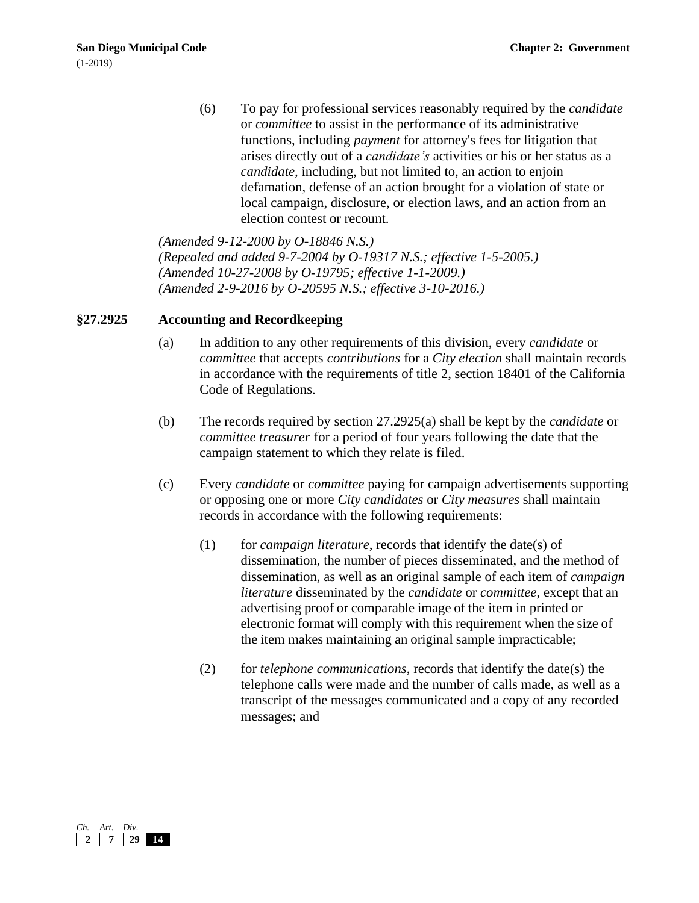(6) To pay for professional services reasonably required by the *candidate* or *committee* to assist in the performance of its administrative functions, including *payment* for attorney's fees for litigation that arises directly out of a *candidate's* activities or his or her status as a *candidate*, including, but not limited to, an action to enjoin defamation, defense of an action brought for a violation of state or local campaign, disclosure, or election laws, and an action from an election contest or recount.

*(Amended 9-12-2000 by O-18846 N.S.)*
*(Repealed and added 9-7-2004 by O-19317 N.S.; effective 1-5-2005.)*
*(Amended 10-27-2008 by O-19795; effective 1-1-2009.)*
*(Amended 2-9-2016 by O-20595 N.S.; effective 3-10-2016.)*

## §27.2925 Accounting and Recordkeeping

(a) In addition to any other requirements of this division, every *candidate* or *committee* that accepts *contributions* for a *City election* shall maintain records in accordance with the requirements of title 2, section 18401 of the California Code of Regulations.

(b) The records required by section 27.2925(a) shall be kept by the *candidate* or *committee treasurer* for a period of four years following the date that the campaign statement to which they relate is filed.

(c) Every *candidate* or *committee* paying for campaign advertisements supporting or opposing one or more *City candidates* or *City measures* shall maintain records in accordance with the following requirements:

(1) for *campaign literature*, records that identify the date(s) of dissemination, the number of pieces disseminated, and the method of dissemination, as well as an original sample of each item of *campaign literature* disseminated by the *candidate* or *committee*, except that an advertising proof or comparable image of the item in printed or electronic format will comply with this requirement when the size of the item makes maintaining an original sample impracticable;

(2) for *telephone communications*, records that identify the date(s) the telephone calls were made and the number of calls made, as well as a transcript of the messages communicated and a copy of any recorded messages; and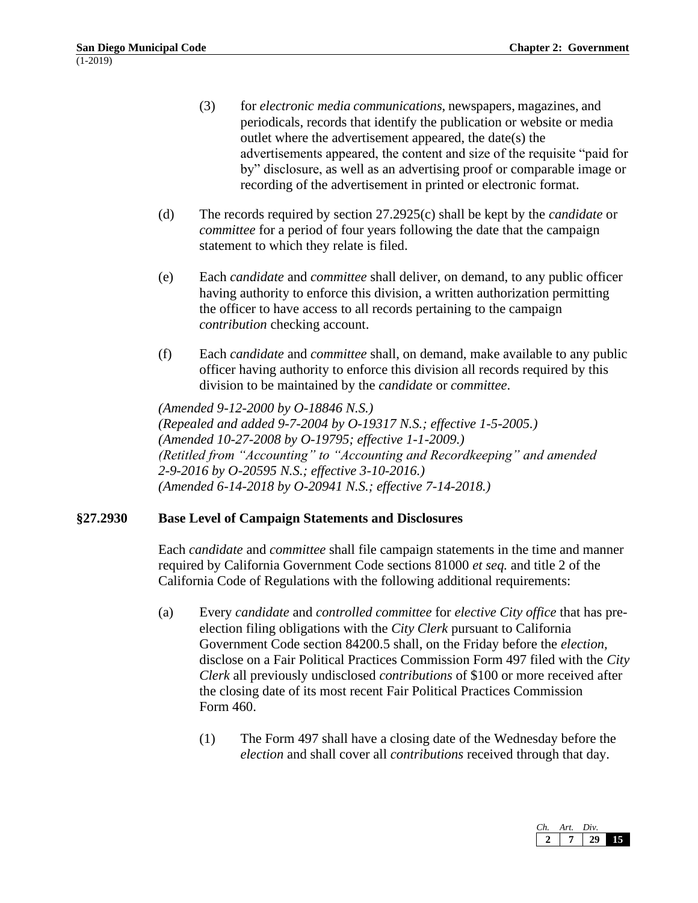(3) for *electronic media communications*, newspapers, magazines, and periodicals, records that identify the publication or website or media outlet where the advertisement appeared, the date(s) the advertisements appeared, the content and size of the requisite "paid for by" disclosure, as well as an advertising proof or comparable image or recording of the advertisement in printed or electronic format.

(d) The records required by section 27.2925(c) shall be kept by the *candidate* or *committee* for a period of four years following the date that the campaign statement to which they relate is filed.

(e) Each *candidate* and *committee* shall deliver, on demand, to any public officer having authority to enforce this division, a written authorization permitting the officer to have access to all records pertaining to the campaign *contribution* checking account.

(f) Each *candidate* and *committee* shall, on demand, make available to any public officer having authority to enforce this division all records required by this division to be maintained by the *candidate* or *committee*.

*(Amended 9-12-2000 by O-18846 N.S.)*
*(Repealed and added 9-7-2004 by O-19317 N.S.; effective 1-5-2005.)*
*(Amended 10-27-2008 by O-19795; effective 1-1-2009.)*
*(Retitled from "Accounting" to "Accounting and Recordkeeping" and amended 2-9-2016 by O-20595 N.S.; effective 3-10-2016.)*
*(Amended 6-14-2018 by O-20941 N.S.; effective 7-14-2018.)*

### §27.2930 Base Level of Campaign Statements and Disclosures

Each *candidate* and *committee* shall file campaign statements in the time and manner required by California Government Code sections 81000 *et seq.* and title 2 of the California Code of Regulations with the following additional requirements:

(a) Every *candidate* and *controlled committee* for *elective City office* that has pre-election filing obligations with the *City Clerk* pursuant to California Government Code section 84200.5 shall, on the Friday before the *election*, disclose on a Fair Political Practices Commission Form 497 filed with the *City Clerk* all previously undisclosed *contributions* of $100 or more received after the closing date of its most recent Fair Political Practices Commission Form 460.

(1) The Form 497 shall have a closing date of the Wednesday before the *election* and shall cover all *contributions* received through that day.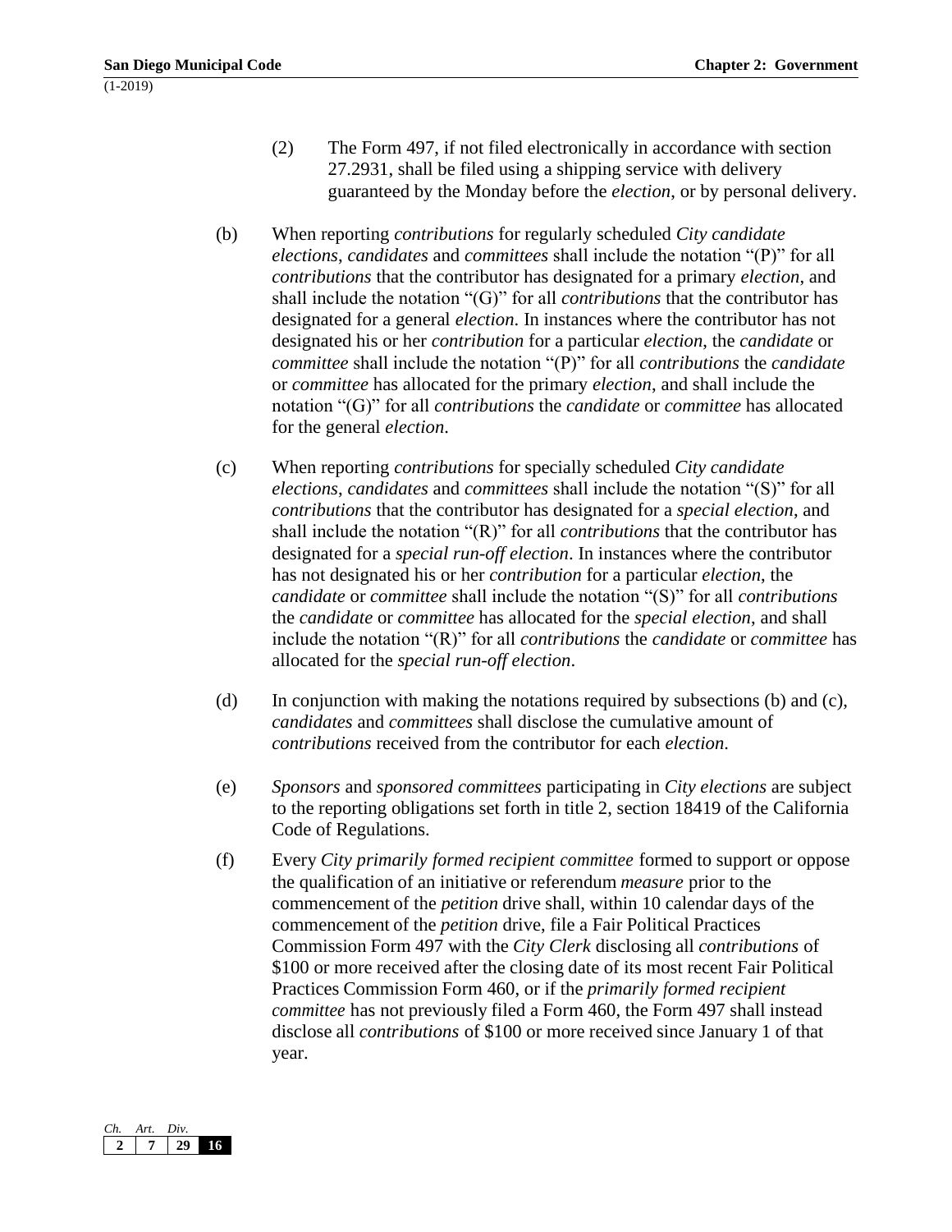(2) The Form 497, if not filed electronically in accordance with section 27.2931, shall be filed using a shipping service with delivery guaranteed by the Monday before the *election*, or by personal delivery.

(b) When reporting *contributions* for regularly scheduled *City candidate elections*, *candidates* and *committees* shall include the notation "(P)" for all *contributions* that the contributor has designated for a primary *election*, and shall include the notation "(G)" for all *contributions* that the contributor has designated for a general *election*. In instances where the contributor has not designated his or her *contribution* for a particular *election*, the *candidate* or *committee* shall include the notation "(P)" for all *contributions* the *candidate* or *committee* has allocated for the primary *election*, and shall include the notation "(G)" for all *contributions* the *candidate* or *committee* has allocated for the general *election*.

(c) When reporting *contributions* for specially scheduled *City candidate elections*, *candidates* and *committees* shall include the notation "(S)" for all *contributions* that the contributor has designated for a *special election*, and shall include the notation "(R)" for all *contributions* that the contributor has designated for a *special run-off election*. In instances where the contributor has not designated his or her *contribution* for a particular *election*, the *candidate* or *committee* shall include the notation "(S)" for all *contributions* the *candidate* or *committee* has allocated for the *special election*, and shall include the notation "(R)" for all *contributions* the *candidate* or *committee* has allocated for the *special run-off election*.

(d) In conjunction with making the notations required by subsections (b) and (c), *candidates* and *committees* shall disclose the cumulative amount of *contributions* received from the contributor for each *election*.

(e) *Sponsors* and *sponsored committees* participating in *City elections* are subject to the reporting obligations set forth in title 2, section 18419 of the California Code of Regulations.

(f) Every *City primarily formed recipient committee* formed to support or oppose the qualification of an initiative or referendum *measure* prior to the commencement of the *petition* drive shall, within 10 calendar days of the commencement of the *petition* drive, file a Fair Political Practices Commission Form 497 with the *City Clerk* disclosing all *contributions* of $100 or more received after the closing date of its most recent Fair Political Practices Commission Form 460, or if the *primarily formed recipient committee* has not previously filed a Form 460, the Form 497 shall instead disclose all *contributions* of $100 or more received since January 1 of that year.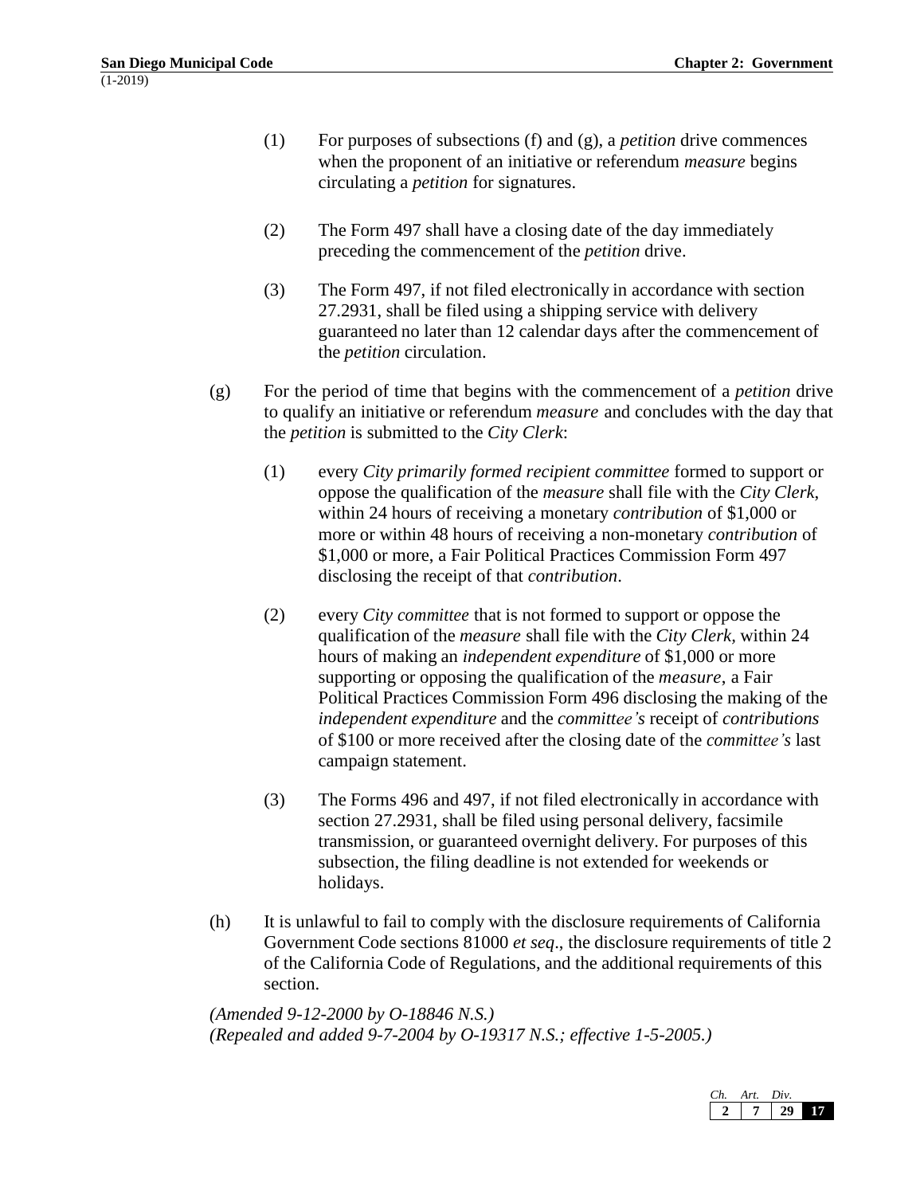(1) For purposes of subsections (f) and (g), a *petition* drive commences when the proponent of an initiative or referendum *measure* begins circulating a *petition* for signatures.

(2) The Form 497 shall have a closing date of the day immediately preceding the commencement of the *petition* drive.

(3) The Form 497, if not filed electronically in accordance with section 27.2931, shall be filed using a shipping service with delivery guaranteed no later than 12 calendar days after the commencement of the *petition* circulation.

(g) For the period of time that begins with the commencement of a *petition* drive to qualify an initiative or referendum *measure* and concludes with the day that the *petition* is submitted to the *City Clerk*:

(1) every *City primarily formed recipient committee* formed to support or oppose the qualification of the *measure* shall file with the *City Clerk*, within 24 hours of receiving a monetary *contribution* of $1,000 or more or within 48 hours of receiving a non-monetary *contribution* of $1,000 or more, a Fair Political Practices Commission Form 497 disclosing the receipt of that *contribution*.

(2) every *City committee* that is not formed to support or oppose the qualification of the *measure* shall file with the *City Clerk,* within 24 hours of making an *independent expenditure* of $1,000 or more supporting or opposing the qualification of the *measure*, a Fair Political Practices Commission Form 496 disclosing the making of the *independent expenditure* and the *committee's* receipt of *contributions* of $100 or more received after the closing date of the *committee's* last campaign statement.

(3) The Forms 496 and 497, if not filed electronically in accordance with section 27.2931, shall be filed using personal delivery, facsimile transmission, or guaranteed overnight delivery. For purposes of this subsection, the filing deadline is not extended for weekends or holidays.

(h) It is unlawful to fail to comply with the disclosure requirements of California Government Code sections 81000 *et seq*., the disclosure requirements of title 2 of the California Code of Regulations, and the additional requirements of this section.

*(Amended 9-12-2000 by O-18846 N.S.)*
*(Repealed and added 9-7-2004 by O-19317 N.S.; effective 1-5-2005.)*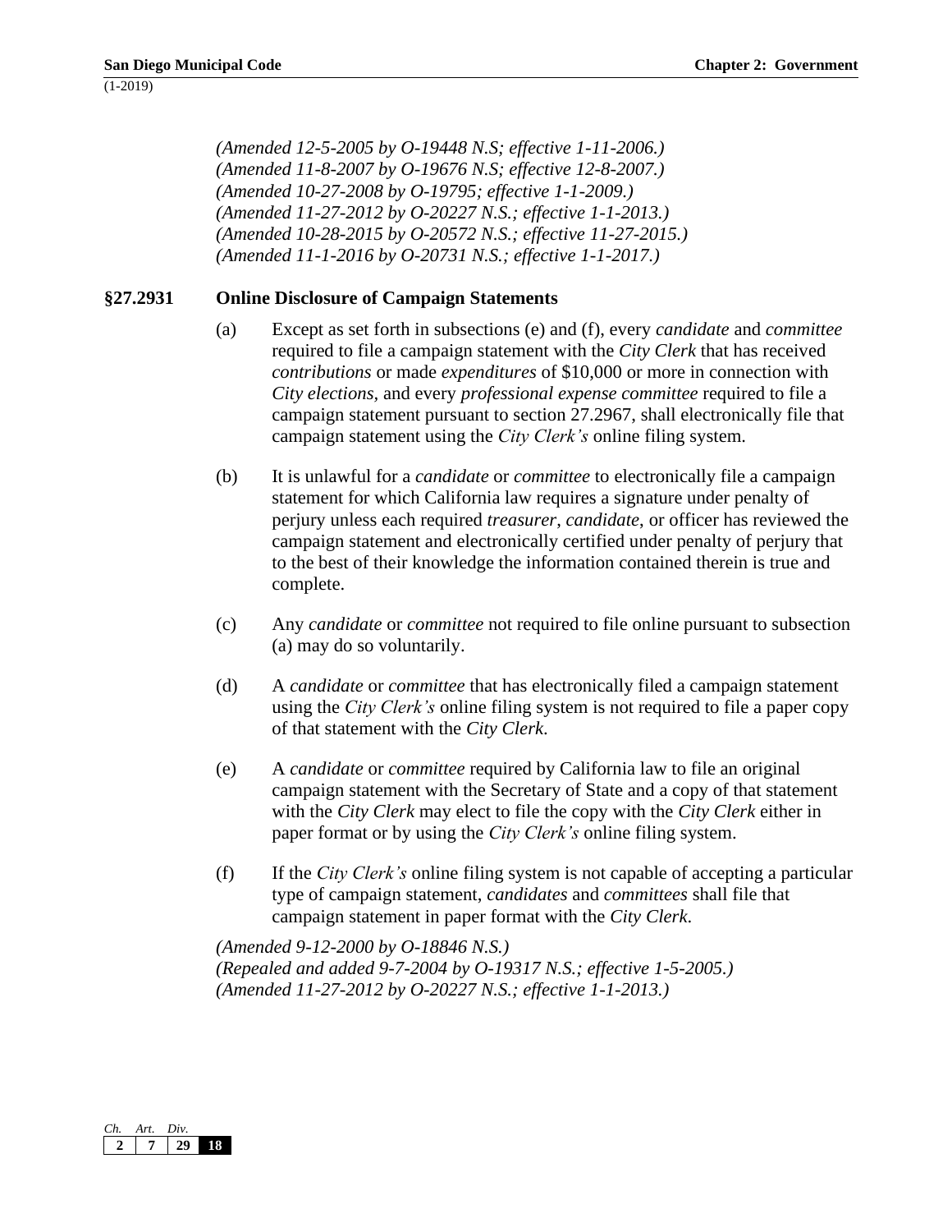*(Amended 12-5-2005 by O-19448 N.S; effective 1-11-2006.)*
*(Amended 11-8-2007 by O-19676 N.S; effective 12-8-2007.)*
*(Amended 10-27-2008 by O-19795; effective 1-1-2009.)*
*(Amended 11-27-2012 by O-20227 N.S.; effective 1-1-2013.)*
*(Amended 10-28-2015 by O-20572 N.S.; effective 11-27-2015.)*
*(Amended 11-1-2016 by O-20731 N.S.; effective 1-1-2017.)*

## §27.2931 Online Disclosure of Campaign Statements

(a) Except as set forth in subsections (e) and (f), every *candidate* and *committee* required to file a campaign statement with the *City Clerk* that has received *contributions* or made *expenditures* of $10,000 or more in connection with *City elections*, and every *professional expense committee* required to file a campaign statement pursuant to section 27.2967, shall electronically file that campaign statement using the *City Clerk's* online filing system.

(b) It is unlawful for a *candidate* or *committee* to electronically file a campaign statement for which California law requires a signature under penalty of perjury unless each required *treasurer*, *candidate*, or officer has reviewed the campaign statement and electronically certified under penalty of perjury that to the best of their knowledge the information contained therein is true and complete.

(c) Any *candidate* or *committee* not required to file online pursuant to subsection (a) may do so voluntarily.

(d) A *candidate* or *committee* that has electronically filed a campaign statement using the *City Clerk's* online filing system is not required to file a paper copy of that statement with the *City Clerk*.

(e) A *candidate* or *committee* required by California law to file an original campaign statement with the Secretary of State and a copy of that statement with the *City Clerk* may elect to file the copy with the *City Clerk* either in paper format or by using the *City Clerk's* online filing system.

(f) If the *City Clerk's* online filing system is not capable of accepting a particular type of campaign statement, *candidates* and *committees* shall file that campaign statement in paper format with the *City Clerk*.

*(Amended 9-12-2000 by O-18846 N.S.)*
*(Repealed and added 9-7-2004 by O-19317 N.S.; effective 1-5-2005.)*
*(Amended 11-27-2012 by O-20227 N.S.; effective 1-1-2013.)*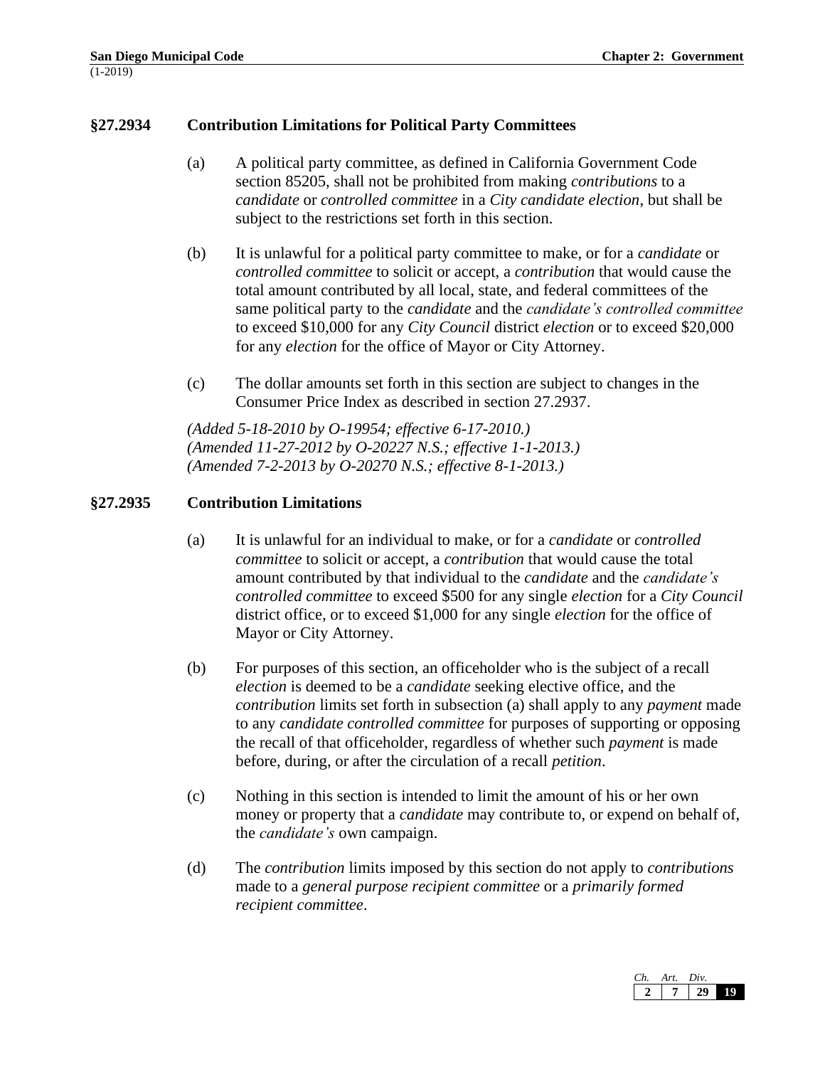### §27.2934 Contribution Limitations for Political Party Committees

(a) A political party committee, as defined in California Government Code section 85205, shall not be prohibited from making *contributions* to a *candidate* or *controlled committee* in a *City candidate election*, but shall be subject to the restrictions set forth in this section.

(b) It is unlawful for a political party committee to make, or for a *candidate* or *controlled committee* to solicit or accept, a *contribution* that would cause the total amount contributed by all local, state, and federal committees of the same political party to the *candidate* and the *candidate's controlled committee* to exceed \$10,000 for any *City Council* district *election* or to exceed \$20,000 for any *election* for the office of Mayor or City Attorney.

(c) The dollar amounts set forth in this section are subject to changes in the Consumer Price Index as described in section 27.2937.

*(Added 5-18-2010 by O-19954; effective 6-17-2010.)*
*(Amended 11-27-2012 by O-20227 N.S.; effective 1-1-2013.)*
*(Amended 7-2-2013 by O-20270 N.S.; effective 8-1-2013.)*

### §27.2935 Contribution Limitations

(a) It is unlawful for an individual to make, or for a *candidate* or *controlled committee* to solicit or accept, a *contribution* that would cause the total amount contributed by that individual to the *candidate* and the *candidate's controlled committee* to exceed \$500 for any single *election* for a *City Council* district office, or to exceed \$1,000 for any single *election* for the office of Mayor or City Attorney.

(b) For purposes of this section, an officeholder who is the subject of a recall *election* is deemed to be a *candidate* seeking elective office, and the *contribution* limits set forth in subsection (a) shall apply to any *payment* made to any *candidate controlled committee* for purposes of supporting or opposing the recall of that officeholder, regardless of whether such *payment* is made before, during, or after the circulation of a recall *petition*.

(c) Nothing in this section is intended to limit the amount of his or her own money or property that a *candidate* may contribute to, or expend on behalf of, the *candidate's* own campaign.

(d) The *contribution* limits imposed by this section do not apply to *contributions* made to a *general purpose recipient committee* or a *primarily formed recipient committee*.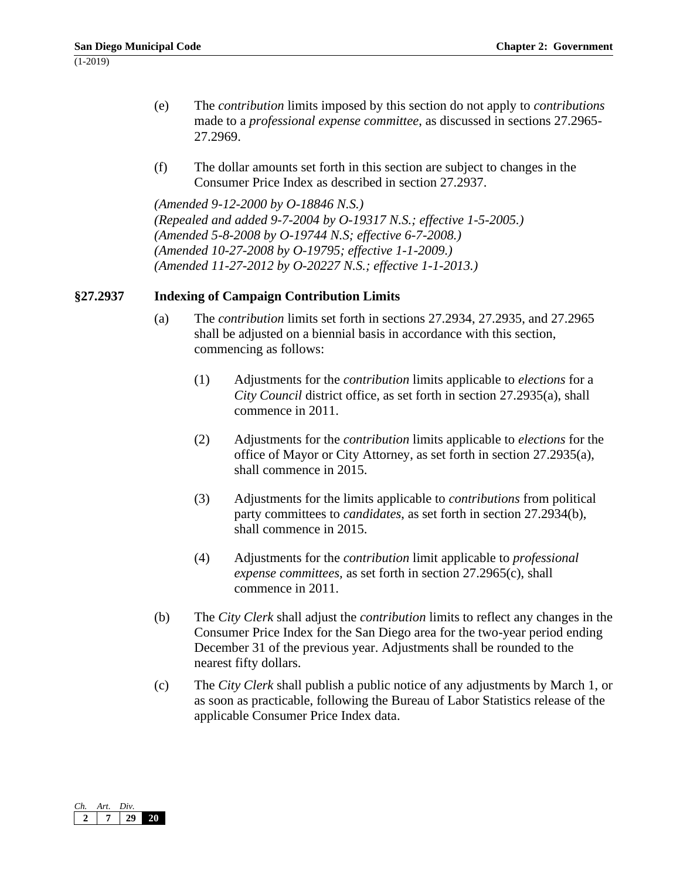(e) The *contribution* limits imposed by this section do not apply to *contributions* made to a *professional expense committee*, as discussed in sections 27.2965-27.2969.

(f) The dollar amounts set forth in this section are subject to changes in the Consumer Price Index as described in section 27.2937.

*(Amended 9-12-2000 by O-18846 N.S.)*
*(Repealed and added 9-7-2004 by O-19317 N.S.; effective 1-5-2005.)*
*(Amended 5-8-2008 by O-19744 N.S; effective 6-7-2008.)*
*(Amended 10-27-2008 by O-19795; effective 1-1-2009.)*
*(Amended 11-27-2012 by O-20227 N.S.; effective 1-1-2013.)*

### §27.2937 Indexing of Campaign Contribution Limits

(a) The *contribution* limits set forth in sections 27.2934, 27.2935, and 27.2965 shall be adjusted on a biennial basis in accordance with this section, commencing as follows:

(1) Adjustments for the *contribution* limits applicable to *elections* for a *City Council* district office, as set forth in section 27.2935(a), shall commence in 2011.

(2) Adjustments for the *contribution* limits applicable to *elections* for the office of Mayor or City Attorney, as set forth in section 27.2935(a), shall commence in 2015.

(3) Adjustments for the limits applicable to *contributions* from political party committees to *candidates*, as set forth in section 27.2934(b), shall commence in 2015.

(4) Adjustments for the *contribution* limit applicable to *professional expense committees,* as set forth in section 27.2965(c), shall commence in 2011.

(b) The *City Clerk* shall adjust the *contribution* limits to reflect any changes in the Consumer Price Index for the San Diego area for the two-year period ending December 31 of the previous year. Adjustments shall be rounded to the nearest fifty dollars.

(c) The *City Clerk* shall publish a public notice of any adjustments by March 1, or as soon as practicable, following the Bureau of Labor Statistics release of the applicable Consumer Price Index data.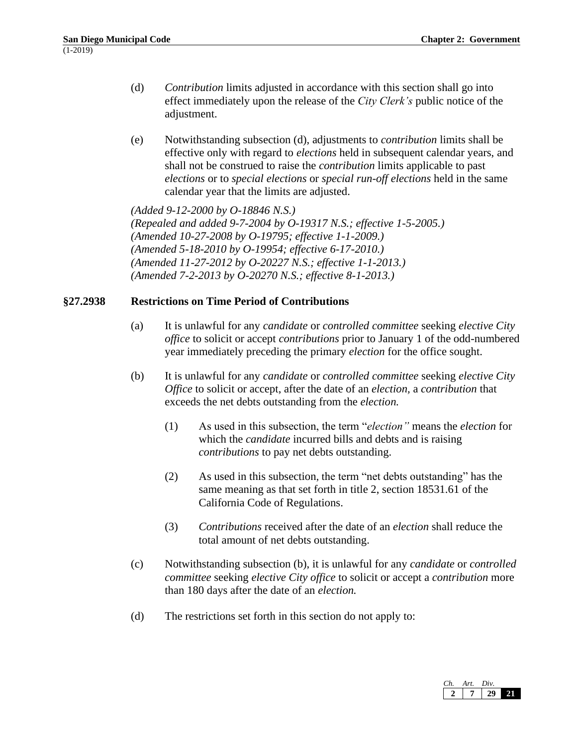(d) *Contribution* limits adjusted in accordance with this section shall go into effect immediately upon the release of the *City Clerk's* public notice of the adjustment.

(e) Notwithstanding subsection (d), adjustments to *contribution* limits shall be effective only with regard to *elections* held in subsequent calendar years, and shall not be construed to raise the *contribution* limits applicable to past *elections* or to *special elections* or *special run-off elections* held in the same calendar year that the limits are adjusted.

*(Added 9-12-2000 by O-18846 N.S.)*
*(Repealed and added 9-7-2004 by O-19317 N.S.; effective 1-5-2005.)*
*(Amended 10-27-2008 by O-19795; effective 1-1-2009.)*
*(Amended 5-18-2010 by O-19954; effective 6-17-2010.)*
*(Amended 11-27-2012 by O-20227 N.S.; effective 1-1-2013.)*
*(Amended 7-2-2013 by O-20270 N.S.; effective 8-1-2013.)*

## §27.2938 Restrictions on Time Period of Contributions

(a) It is unlawful for any *candidate* or *controlled committee* seeking *elective City office* to solicit or accept *contributions* prior to January 1 of the odd-numbered year immediately preceding the primary *election* for the office sought.

(b) It is unlawful for any *candidate* or *controlled committee* seeking *elective City Office* to solicit or accept, after the date of an *election,* a *contribution* that exceeds the net debts outstanding from the *election.*

(1) As used in this subsection, the term "*election"* means the *election* for which the *candidate* incurred bills and debts and is raising *contributions* to pay net debts outstanding.

(2) As used in this subsection, the term "net debts outstanding" has the same meaning as that set forth in title 2, section 18531.61 of the California Code of Regulations.

(3) *Contributions* received after the date of an *election* shall reduce the total amount of net debts outstanding.

(c) Notwithstanding subsection (b), it is unlawful for any *candidate* or *controlled committee* seeking *elective City office* to solicit or accept a *contribution* more than 180 days after the date of an *election.*

(d) The restrictions set forth in this section do not apply to: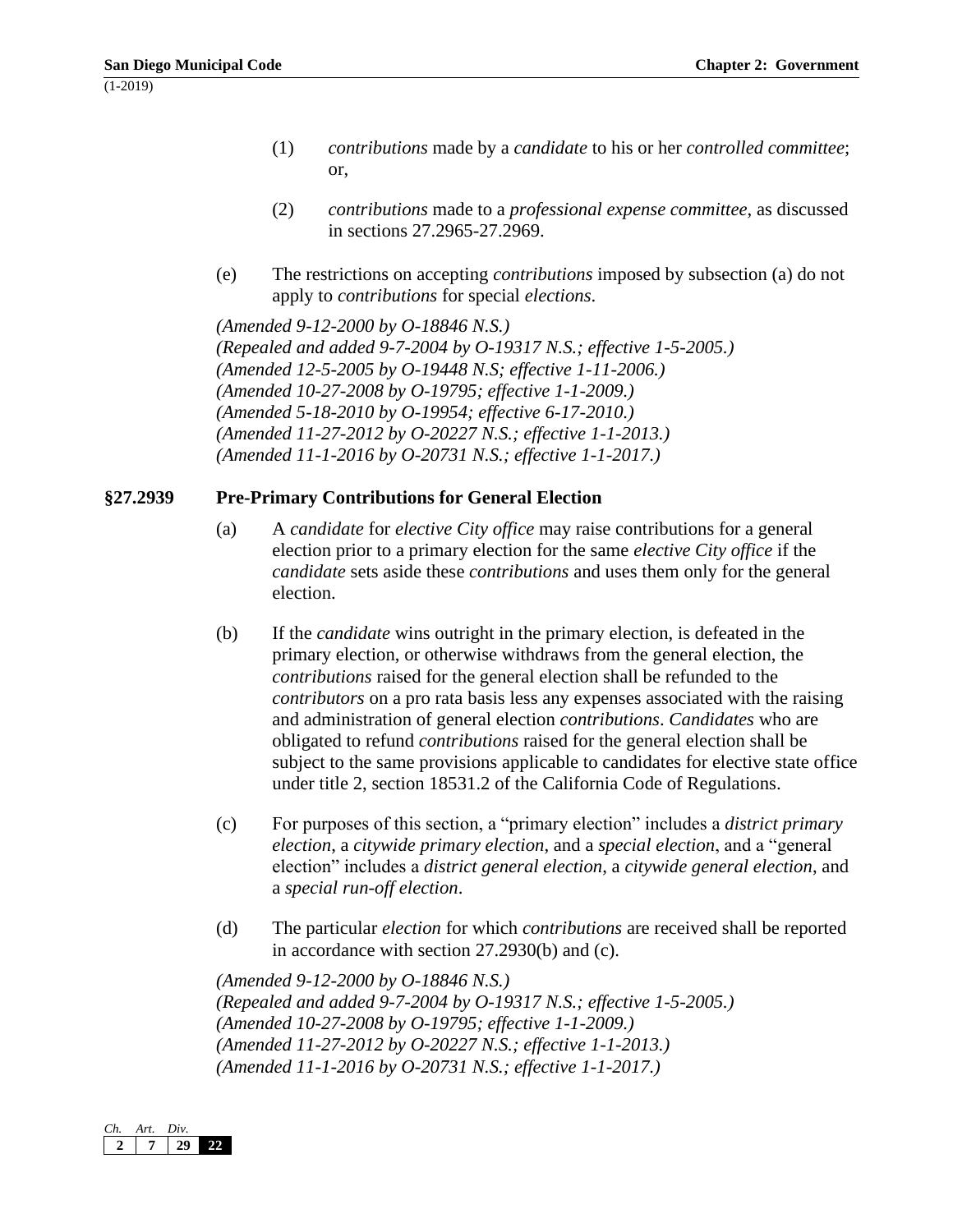(1) *contributions* made by a *candidate* to his or her *controlled committee*; or,

(2) *contributions* made to a *professional expense committee*, as discussed in sections 27.2965-27.2969.

(e) The restrictions on accepting *contributions* imposed by subsection (a) do not apply to *contributions* for special *elections*.

*(Amended 9-12-2000 by O-18846 N.S.)*
*(Repealed and added 9-7-2004 by O-19317 N.S.; effective 1-5-2005.)*
*(Amended 12-5-2005 by O-19448 N.S; effective 1-11-2006.)*
*(Amended 10-27-2008 by O-19795; effective 1-1-2009.)*
*(Amended 5-18-2010 by O-19954; effective 6-17-2010.)*
*(Amended 11-27-2012 by O-20227 N.S.; effective 1-1-2013.)*
*(Amended 11-1-2016 by O-20731 N.S.; effective 1-1-2017.)*

### §27.2939 Pre-Primary Contributions for General Election

(a) A *candidate* for *elective City office* may raise contributions for a general election prior to a primary election for the same *elective City office* if the *candidate* sets aside these *contributions* and uses them only for the general election.

(b) If the *candidate* wins outright in the primary election, is defeated in the primary election, or otherwise withdraws from the general election, the *contributions* raised for the general election shall be refunded to the *contributors* on a pro rata basis less any expenses associated with the raising and administration of general election *contributions*. *Candidates* who are obligated to refund *contributions* raised for the general election shall be subject to the same provisions applicable to candidates for elective state office under title 2, section 18531.2 of the California Code of Regulations.

(c) For purposes of this section, a "primary election" includes a *district primary election*, a *citywide primary election*, and a *special election*, and a "general election" includes a *district general election*, a *citywide general election*, and a *special run-off election*.

(d) The particular *election* for which *contributions* are received shall be reported in accordance with section 27.2930(b) and (c).

*(Amended 9-12-2000 by O-18846 N.S.)*
*(Repealed and added 9-7-2004 by O-19317 N.S.; effective 1-5-2005.)*
*(Amended 10-27-2008 by O-19795; effective 1-1-2009.)*
*(Amended 11-27-2012 by O-20227 N.S.; effective 1-1-2013.)*
*(Amended 11-1-2016 by O-20731 N.S.; effective 1-1-2017.)*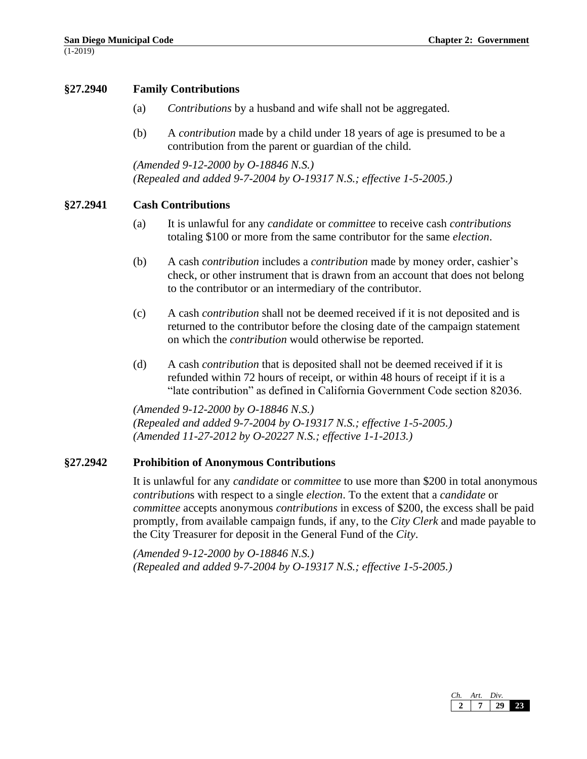### §27.2940 Family Contributions

(a) *Contributions* by a husband and wife shall not be aggregated.

(b) A *contribution* made by a child under 18 years of age is presumed to be a contribution from the parent or guardian of the child.

*(Amended 9-12-2000 by O-18846 N.S.)*
*(Repealed and added 9-7-2004 by O-19317 N.S.; effective 1-5-2005.)*

### §27.2941 Cash Contributions

(a) It is unlawful for any *candidate* or *committee* to receive cash *contributions* totaling $100 or more from the same contributor for the same *election*.

(b) A cash *contribution* includes a *contribution* made by money order, cashier's check, or other instrument that is drawn from an account that does not belong to the contributor or an intermediary of the contributor.

(c) A cash *contribution* shall not be deemed received if it is not deposited and is returned to the contributor before the closing date of the campaign statement on which the *contribution* would otherwise be reported.

(d) A cash *contribution* that is deposited shall not be deemed received if it is refunded within 72 hours of receipt, or within 48 hours of receipt if it is a "late contribution" as defined in California Government Code section 82036.

*(Amended 9-12-2000 by O-18846 N.S.)*
*(Repealed and added 9-7-2004 by O-19317 N.S.; effective 1-5-2005.)*
*(Amended 11-27-2012 by O-20227 N.S.; effective 1-1-2013.)*

### §27.2942 Prohibition of Anonymous Contributions

It is unlawful for any *candidate* or *committee* to use more than $200 in total anonymous *contribution*s with respect to a single *election*. To the extent that a *candidate* or *committee* accepts anonymous *contributions* in excess of $200, the excess shall be paid promptly, from available campaign funds, if any, to the *City Clerk* and made payable to the City Treasurer for deposit in the General Fund of the *City*.

*(Amended 9-12-2000 by O-18846 N.S.)*
*(Repealed and added 9-7-2004 by O-19317 N.S.; effective 1-5-2005.)*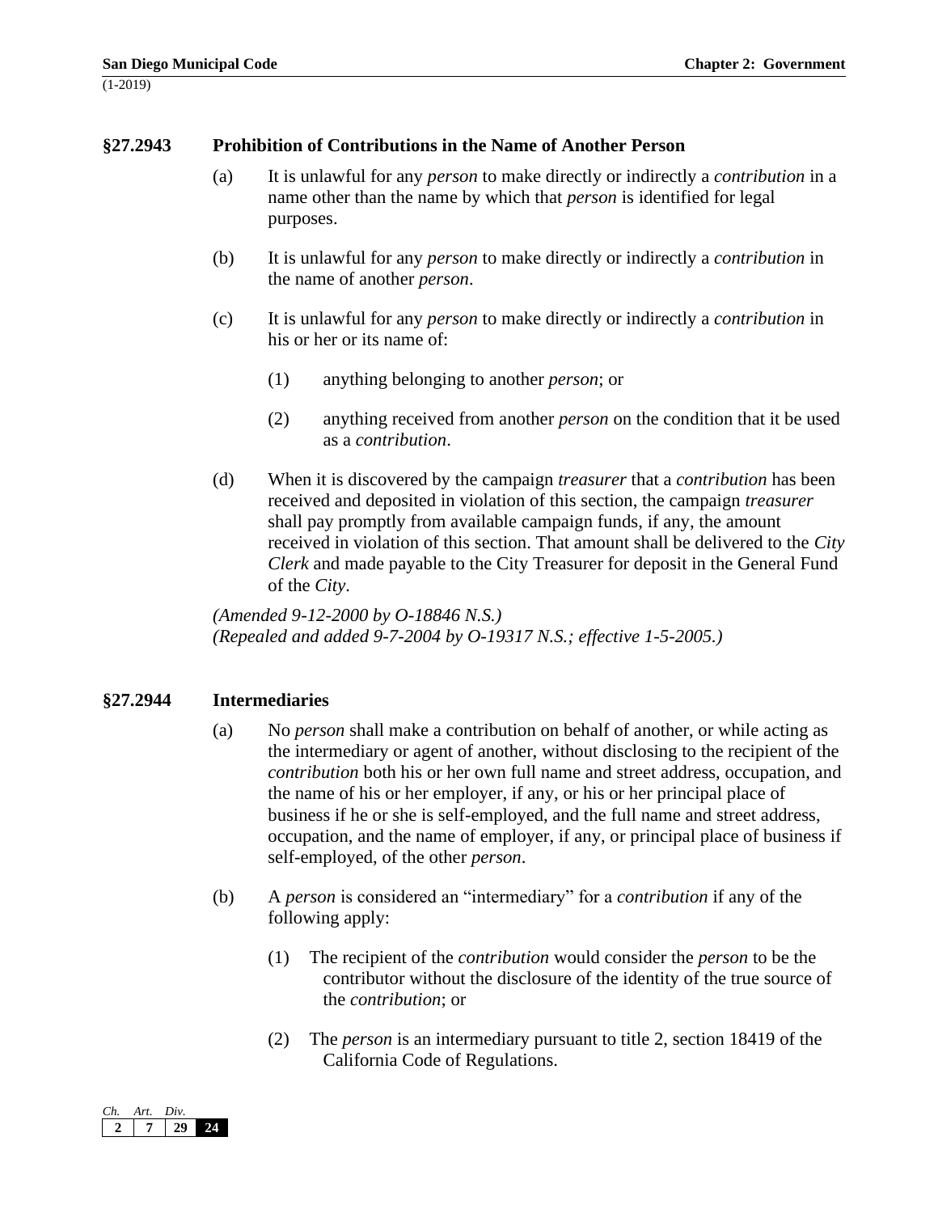### §27.2943 Prohibition of Contributions in the Name of Another Person

(a) It is unlawful for any *person* to make directly or indirectly a *contribution* in a name other than the name by which that *person* is identified for legal purposes.

(b) It is unlawful for any *person* to make directly or indirectly a *contribution* in the name of another *person*.

(c) It is unlawful for any *person* to make directly or indirectly a *contribution* in his or her or its name of:

(1) anything belonging to another *person*; or

(2) anything received from another *person* on the condition that it be used as a *contribution*.

(d) When it is discovered by the campaign *treasurer* that a *contribution* has been received and deposited in violation of this section, the campaign *treasurer* shall pay promptly from available campaign funds, if any, the amount received in violation of this section. That amount shall be delivered to the *City Clerk* and made payable to the City Treasurer for deposit in the General Fund of the *City*.

*(Amended 9-12-2000 by O-18846 N.S.)*
*(Repealed and added 9-7-2004 by O-19317 N.S.; effective 1-5-2005.)*

### §27.2944 Intermediaries

(a) No *person* shall make a contribution on behalf of another, or while acting as the intermediary or agent of another, without disclosing to the recipient of the *contribution* both his or her own full name and street address, occupation, and the name of his or her employer, if any, or his or her principal place of business if he or she is self-employed, and the full name and street address, occupation, and the name of employer, if any, or principal place of business if self-employed, of the other *person*.

(b) A *person* is considered an "intermediary" for a *contribution* if any of the following apply:

(1) The recipient of the *contribution* would consider the *person* to be the contributor without the disclosure of the identity of the true source of the *contribution*; or

(2) The *person* is an intermediary pursuant to title 2, section 18419 of the California Code of Regulations.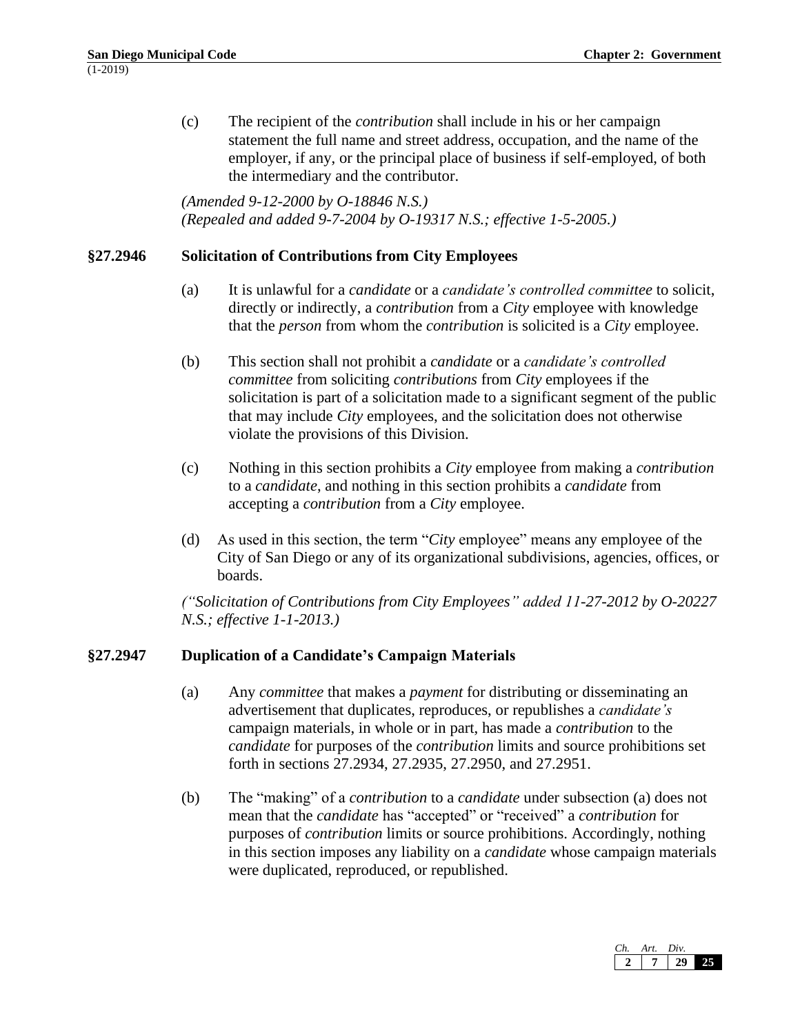(c) The recipient of the *contribution* shall include in his or her campaign statement the full name and street address, occupation, and the name of the employer, if any, or the principal place of business if self-employed, of both the intermediary and the contributor.

*(Amended 9-12-2000 by O-18846 N.S.)*
*(Repealed and added 9-7-2004 by O-19317 N.S.; effective 1-5-2005.)*

## §27.2946 Solicitation of Contributions from City Employees

(a) It is unlawful for a *candidate* or a *candidate's controlled committee* to solicit, directly or indirectly, a *contribution* from a *City* employee with knowledge that the *person* from whom the *contribution* is solicited is a *City* employee.

(b) This section shall not prohibit a *candidate* or a *candidate's controlled committee* from soliciting *contributions* from *City* employees if the solicitation is part of a solicitation made to a significant segment of the public that may include *City* employees, and the solicitation does not otherwise violate the provisions of this Division.

(c) Nothing in this section prohibits a *City* employee from making a *contribution* to a *candidate,* and nothing in this section prohibits a *candidate* from accepting a *contribution* from a *City* employee.

(d) As used in this section, the term "*City* employee" means any employee of the City of San Diego or any of its organizational subdivisions, agencies, offices, or boards.

*("Solicitation of Contributions from City Employees" added 11-27-2012 by O-20227 N.S.; effective 1-1-2013.)*

## §27.2947 Duplication of a Candidate's Campaign Materials

(a) Any *committee* that makes a *payment* for distributing or disseminating an advertisement that duplicates, reproduces, or republishes a *candidate's* campaign materials, in whole or in part, has made a *contribution* to the *candidate* for purposes of the *contribution* limits and source prohibitions set forth in sections 27.2934, 27.2935, 27.2950, and 27.2951.

(b) The "making" of a *contribution* to a *candidate* under subsection (a) does not mean that the *candidate* has "accepted" or "received" a *contribution* for purposes of *contribution* limits or source prohibitions. Accordingly, nothing in this section imposes any liability on a *candidate* whose campaign materials were duplicated, reproduced, or republished.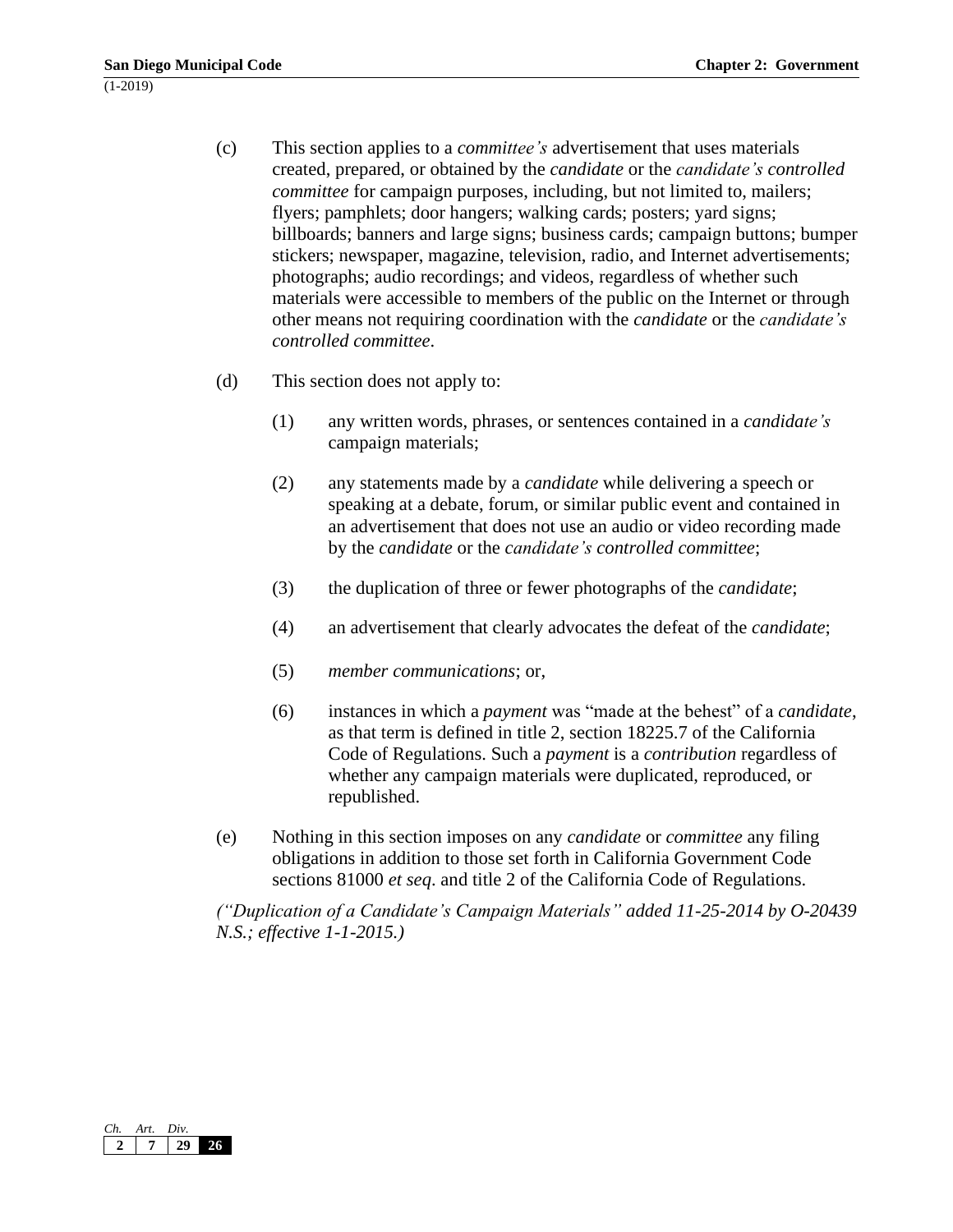(c) This section applies to a *committee's* advertisement that uses materials created, prepared, or obtained by the *candidate* or the *candidate's controlled committee* for campaign purposes, including, but not limited to, mailers; flyers; pamphlets; door hangers; walking cards; posters; yard signs; billboards; banners and large signs; business cards; campaign buttons; bumper stickers; newspaper, magazine, television, radio, and Internet advertisements; photographs; audio recordings; and videos, regardless of whether such materials were accessible to members of the public on the Internet or through other means not requiring coordination with the *candidate* or the *candidate's controlled committee*.

(d) This section does not apply to:

(1) any written words, phrases, or sentences contained in a *candidate's* campaign materials;

(2) any statements made by a *candidate* while delivering a speech or speaking at a debate, forum, or similar public event and contained in an advertisement that does not use an audio or video recording made by the *candidate* or the *candidate's controlled committee*;

(3) the duplication of three or fewer photographs of the *candidate*;

(4) an advertisement that clearly advocates the defeat of the *candidate*;

(5) *member communications*; or,

(6) instances in which a *payment* was "made at the behest" of a *candidate*, as that term is defined in title 2, section 18225.7 of the California Code of Regulations. Such a *payment* is a *contribution* regardless of whether any campaign materials were duplicated, reproduced, or republished.

(e) Nothing in this section imposes on any *candidate* or *committee* any filing obligations in addition to those set forth in California Government Code sections 81000 *et seq*. and title 2 of the California Code of Regulations.

*("Duplication of a Candidate's Campaign Materials" added 11-25-2014 by O-20439 N.S.; effective 1-1-2015.)*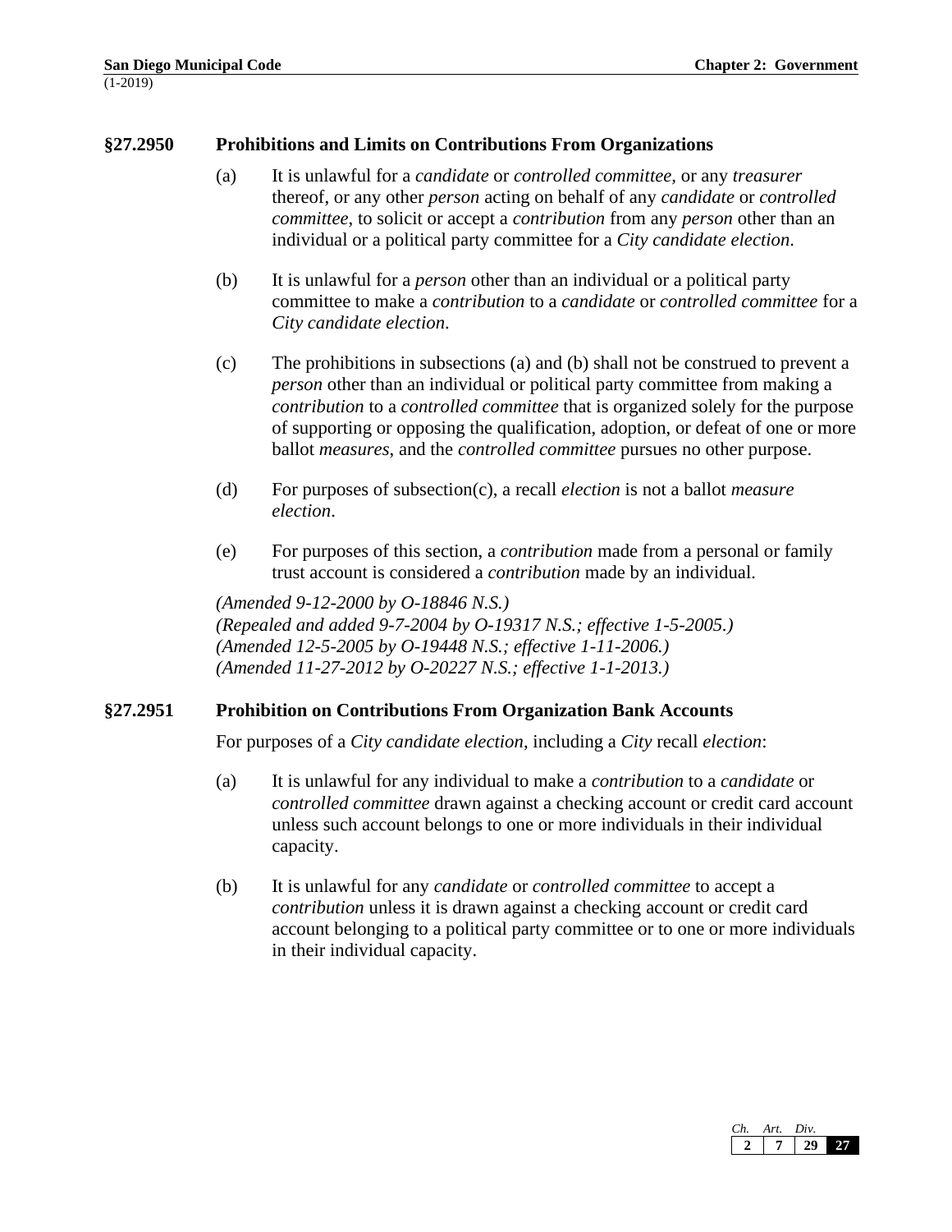### §27.2950 Prohibitions and Limits on Contributions From Organizations

(a) It is unlawful for a *candidate* or *controlled committee*, or any *treasurer* thereof, or any other *person* acting on behalf of any *candidate* or *controlled committee*, to solicit or accept a *contribution* from any *person* other than an individual or a political party committee for a *City candidate election*.

(b) It is unlawful for a *person* other than an individual or a political party committee to make a *contribution* to a *candidate* or *controlled committee* for a *City candidate election*.

(c) The prohibitions in subsections (a) and (b) shall not be construed to prevent a *person* other than an individual or political party committee from making a *contribution* to a *controlled committee* that is organized solely for the purpose of supporting or opposing the qualification, adoption, or defeat of one or more ballot *measures*, and the *controlled committee* pursues no other purpose.

(d) For purposes of subsection(c), a recall *election* is not a ballot *measure election*.

(e) For purposes of this section, a *contribution* made from a personal or family trust account is considered a *contribution* made by an individual.

*(Amended 9-12-2000 by O-18846 N.S.)*
*(Repealed and added 9-7-2004 by O-19317 N.S.; effective 1-5-2005.)*
*(Amended 12-5-2005 by O-19448 N.S.; effective 1-11-2006.)*
*(Amended 11-27-2012 by O-20227 N.S.; effective 1-1-2013.)*

### §27.2951 Prohibition on Contributions From Organization Bank Accounts

For purposes of a *City candidate election*, including a *City* recall *election*:

(a) It is unlawful for any individual to make a *contribution* to a *candidate* or *controlled committee* drawn against a checking account or credit card account unless such account belongs to one or more individuals in their individual capacity.

(b) It is unlawful for any *candidate* or *controlled committee* to accept a *contribution* unless it is drawn against a checking account or credit card account belonging to a political party committee or to one or more individuals in their individual capacity.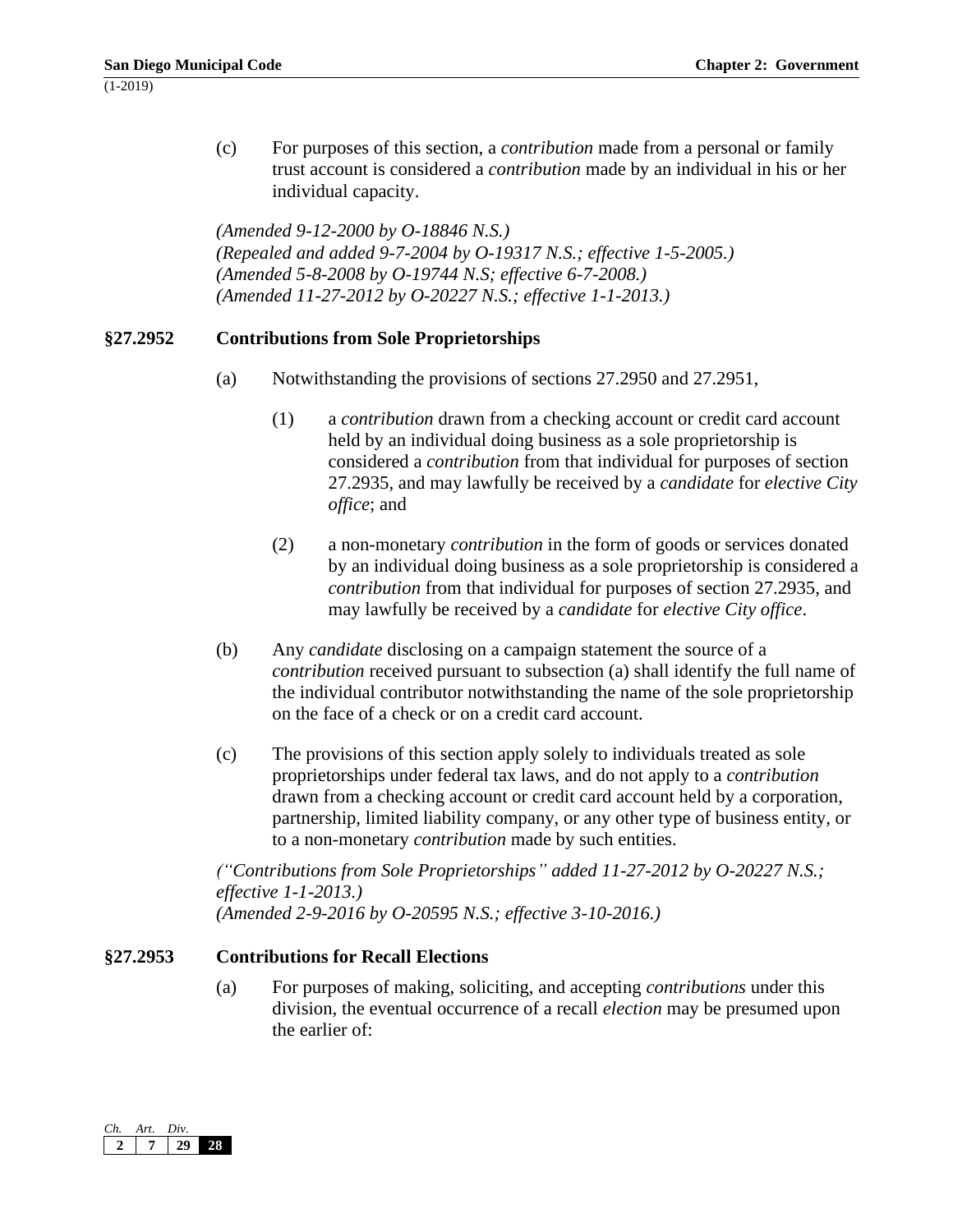(c) For purposes of this section, a *contribution* made from a personal or family trust account is considered a *contribution* made by an individual in his or her individual capacity.

*(Amended 9-12-2000 by O-18846 N.S.)*
*(Repealed and added 9-7-2004 by O-19317 N.S.; effective 1-5-2005.)*
*(Amended 5-8-2008 by O-19744 N.S; effective 6-7-2008.)*
*(Amended 11-27-2012 by O-20227 N.S.; effective 1-1-2013.)*

### §27.2952 Contributions from Sole Proprietorships

(a) Notwithstanding the provisions of sections 27.2950 and 27.2951,

(1) a *contribution* drawn from a checking account or credit card account held by an individual doing business as a sole proprietorship is considered a *contribution* from that individual for purposes of section 27.2935, and may lawfully be received by a *candidate* for *elective City office*; and

(2) a non-monetary *contribution* in the form of goods or services donated by an individual doing business as a sole proprietorship is considered a *contribution* from that individual for purposes of section 27.2935, and may lawfully be received by a *candidate* for *elective City office*.

(b) Any *candidate* disclosing on a campaign statement the source of a *contribution* received pursuant to subsection (a) shall identify the full name of the individual contributor notwithstanding the name of the sole proprietorship on the face of a check or on a credit card account.

(c) The provisions of this section apply solely to individuals treated as sole proprietorships under federal tax laws, and do not apply to a *contribution* drawn from a checking account or credit card account held by a corporation, partnership, limited liability company, or any other type of business entity, or to a non-monetary *contribution* made by such entities.

*("Contributions from Sole Proprietorships" added 11-27-2012 by O-20227 N.S.; effective 1-1-2013.)*
*(Amended 2-9-2016 by O-20595 N.S.; effective 3-10-2016.)*

### §27.2953 Contributions for Recall Elections

(a) For purposes of making, soliciting, and accepting *contributions* under this division, the eventual occurrence of a recall *election* may be presumed upon the earlier of: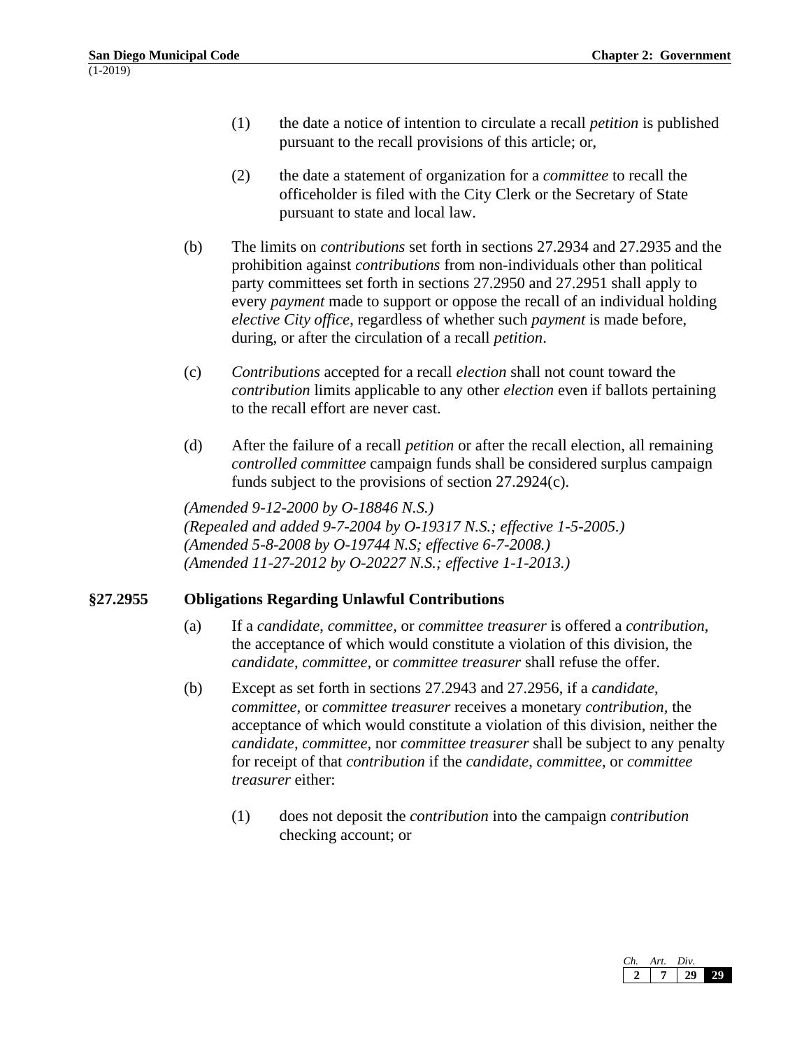(1) the date a notice of intention to circulate a recall *petition* is published pursuant to the recall provisions of this article; or,

(2) the date a statement of organization for a *committee* to recall the officeholder is filed with the City Clerk or the Secretary of State pursuant to state and local law.

(b) The limits on *contributions* set forth in sections 27.2934 and 27.2935 and the prohibition against *contributions* from non-individuals other than political party committees set forth in sections 27.2950 and 27.2951 shall apply to every *payment* made to support or oppose the recall of an individual holding *elective City office*, regardless of whether such *payment* is made before, during, or after the circulation of a recall *petition*.

(c) *Contributions* accepted for a recall *election* shall not count toward the *contribution* limits applicable to any other *election* even if ballots pertaining to the recall effort are never cast.

(d) After the failure of a recall *petition* or after the recall election, all remaining *controlled committee* campaign funds shall be considered surplus campaign funds subject to the provisions of section 27.2924(c).

*(Amended 9-12-2000 by O-18846 N.S.)*
*(Repealed and added 9-7-2004 by O-19317 N.S.; effective 1-5-2005.)*
*(Amended 5-8-2008 by O-19744 N.S; effective 6-7-2008.)*
*(Amended 11-27-2012 by O-20227 N.S.; effective 1-1-2013.)*

### §27.2955 Obligations Regarding Unlawful Contributions

(a) If a *candidate*, *committee*, or *committee treasurer* is offered a *contribution*, the acceptance of which would constitute a violation of this division, the *candidate*, *committee*, or *committee treasurer* shall refuse the offer.

(b) Except as set forth in sections 27.2943 and 27.2956, if a *candidate*, *committee*, or *committee treasurer* receives a monetary *contribution*, the acceptance of which would constitute a violation of this division, neither the *candidate*, *committee*, nor *committee treasurer* shall be subject to any penalty for receipt of that *contribution* if the *candidate*, *committee*, or *committee treasurer* either:

(1) does not deposit the *contribution* into the campaign *contribution* checking account; or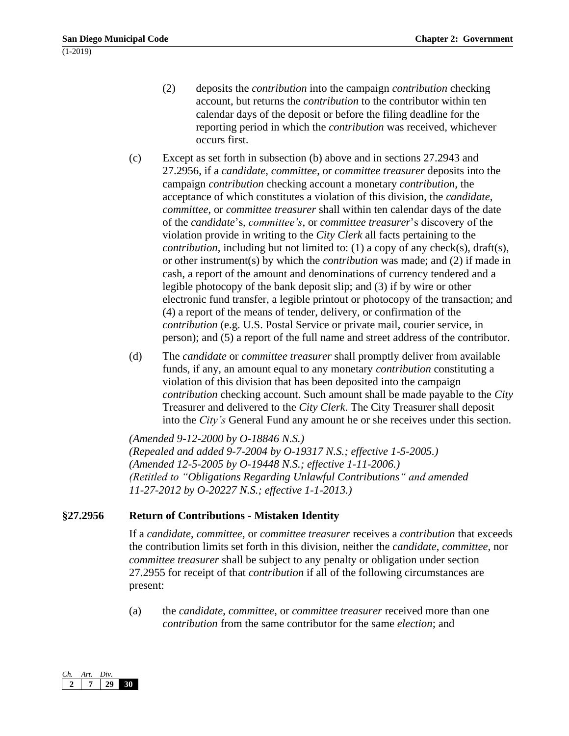(2) deposits the *contribution* into the campaign *contribution* checking account, but returns the *contribution* to the contributor within ten calendar days of the deposit or before the filing deadline for the reporting period in which the *contribution* was received, whichever occurs first.

(c) Except as set forth in subsection (b) above and in sections 27.2943 and 27.2956, if a *candidate*, *committee*, or *committee treasurer* deposits into the campaign *contribution* checking account a monetary *contribution*, the acceptance of which constitutes a violation of this division, the *candidate*, *committee*, or *committee treasurer* shall within ten calendar days of the date of the *candidate*'s, *committee's*, or *committee treasurer*'s discovery of the violation provide in writing to the *City Clerk* all facts pertaining to the *contribution*, including but not limited to: (1) a copy of any check(s), draft(s), or other instrument(s) by which the *contribution* was made; and (2) if made in cash, a report of the amount and denominations of currency tendered and a legible photocopy of the bank deposit slip; and (3) if by wire or other electronic fund transfer, a legible printout or photocopy of the transaction; and (4) a report of the means of tender, delivery, or confirmation of the *contribution* (e.g. U.S. Postal Service or private mail, courier service, in person); and (5) a report of the full name and street address of the contributor.

(d) The *candidate* or *committee treasurer* shall promptly deliver from available funds, if any, an amount equal to any monetary *contribution* constituting a violation of this division that has been deposited into the campaign *contribution* checking account. Such amount shall be made payable to the *City* Treasurer and delivered to the *City Clerk*. The City Treasurer shall deposit into the *City's* General Fund any amount he or she receives under this section.

*(Amended 9-12-2000 by O-18846 N.S.)*
*(Repealed and added 9-7-2004 by O-19317 N.S.; effective 1-5-2005.)*
*(Amended 12-5-2005 by O-19448 N.S.; effective 1-11-2006.)*
*(Retitled to "Obligations Regarding Unlawful Contributions" and amended 11-27-2012 by O-20227 N.S.; effective 1-1-2013.)*

## §27.2956 Return of Contributions - Mistaken Identity

If a *candidate*, *committee*, or *committee treasurer* receives a *contribution* that exceeds the contribution limits set forth in this division, neither the *candidate*, *committee*, nor *committee treasurer* shall be subject to any penalty or obligation under section 27.2955 for receipt of that *contribution* if all of the following circumstances are present:

(a) the *candidate*, *committee*, or *committee treasurer* received more than one *contribution* from the same contributor for the same *election*; and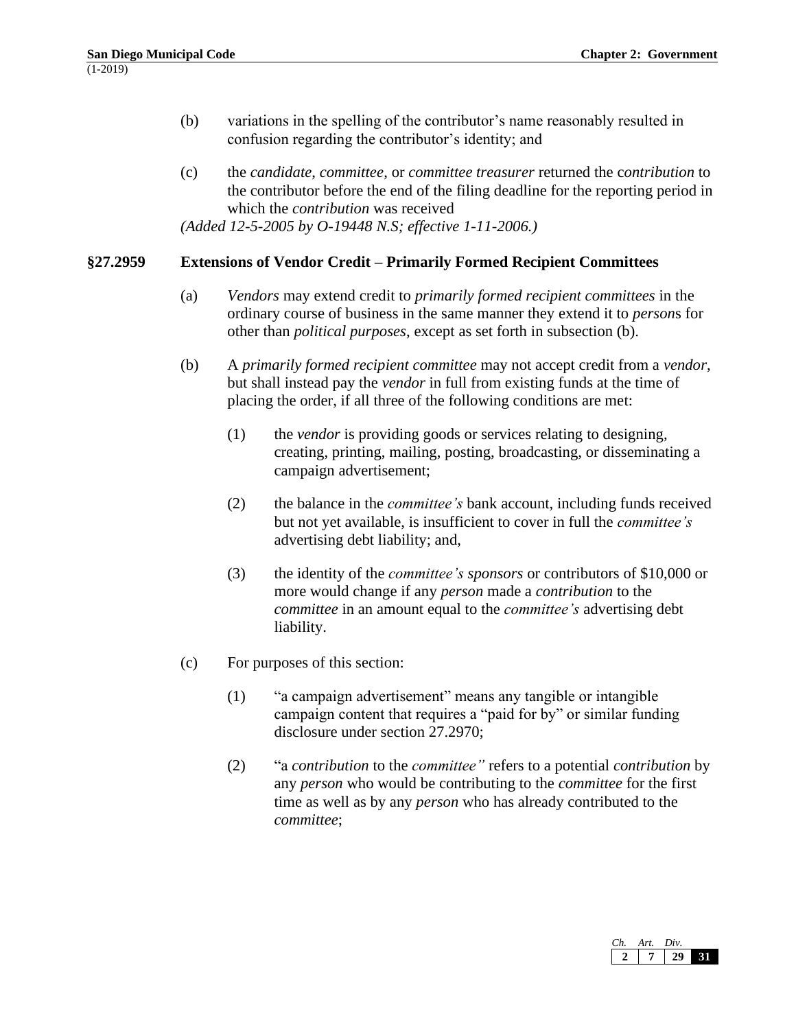(b) variations in the spelling of the contributor's name reasonably resulted in confusion regarding the contributor's identity; and

(c) the *candidate*, *committee*, or *committee treasurer* returned the c*ontribution* to the contributor before the end of the filing deadline for the reporting period in which the *contribution* was received

*(Added 12-5-2005 by O-19448 N.S; effective 1-11-2006.)*

### §27.2959 Extensions of Vendor Credit – Primarily Formed Recipient Committees

(a) *Vendors* may extend credit to *primarily formed recipient committees* in the ordinary course of business in the same manner they extend it to *person*s for other than *political purposes*, except as set forth in subsection (b).

(b) A *primarily formed recipient committee* may not accept credit from a *vendor*, but shall instead pay the *vendor* in full from existing funds at the time of placing the order, if all three of the following conditions are met:

(1) the *vendor* is providing goods or services relating to designing, creating, printing, mailing, posting, broadcasting, or disseminating a campaign advertisement;

(2) the balance in the *committee's* bank account, including funds received but not yet available, is insufficient to cover in full the *committee's* advertising debt liability; and,

(3) the identity of the *committee's sponsors* or contributors of $10,000 or more would change if any *person* made a *contribution* to the *committee* in an amount equal to the *committee's* advertising debt liability.

(c) For purposes of this section:

(1) "a campaign advertisement" means any tangible or intangible campaign content that requires a "paid for by" or similar funding disclosure under section 27.2970;

(2) "a *contribution* to the *committee"* refers to a potential *contribution* by any *person* who would be contributing to the *committee* for the first time as well as by any *person* who has already contributed to the *committee*;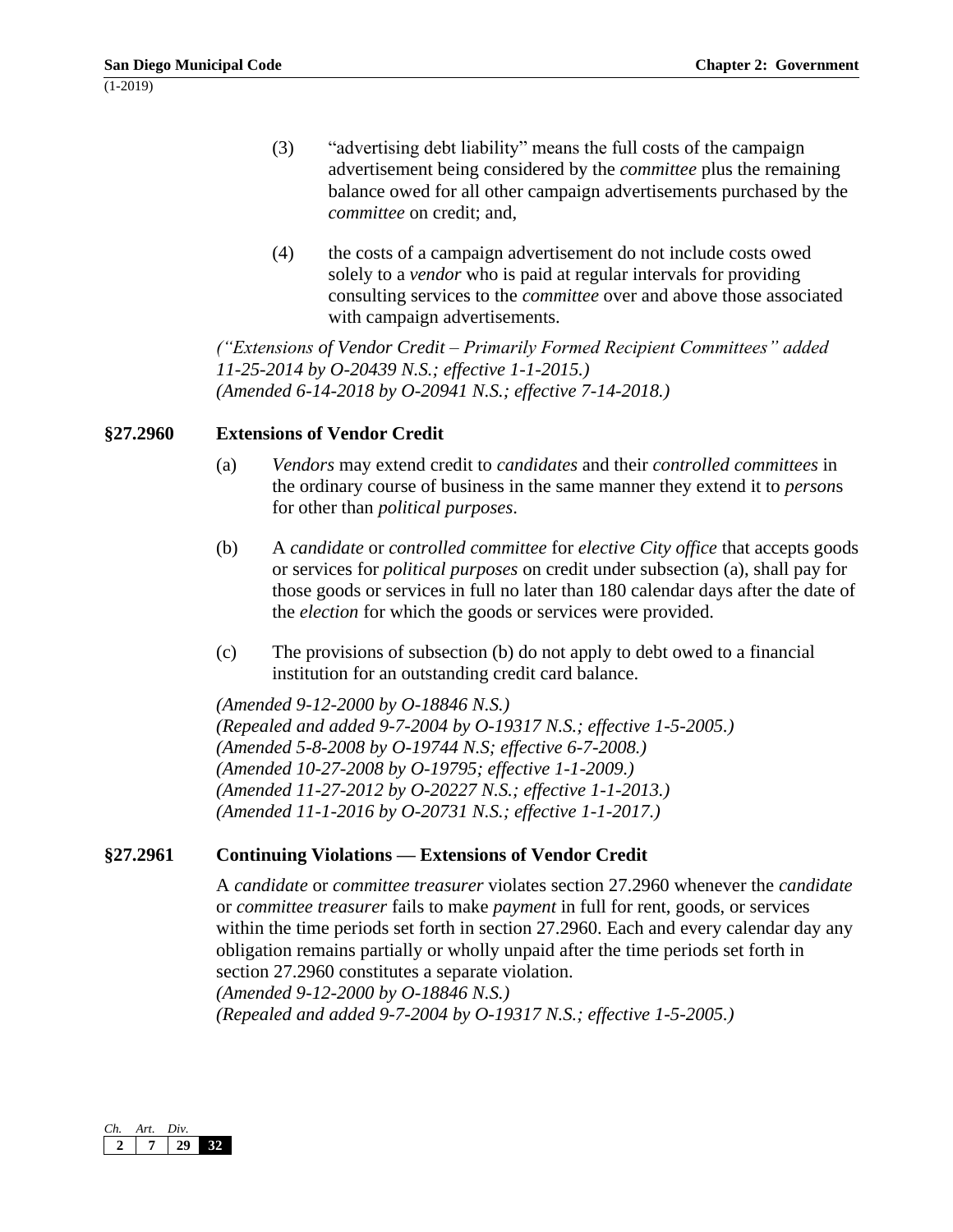(3) “advertising debt liability” means the full costs of the campaign advertisement being considered by the *committee* plus the remaining balance owed for all other campaign advertisements purchased by the *committee* on credit; and,

(4) the costs of a campaign advertisement do not include costs owed solely to a *vendor* who is paid at regular intervals for providing consulting services to the *committee* over and above those associated with campaign advertisements.

*(“Extensions of Vendor Credit – Primarily Formed Recipient Committees” added 11-25-2014 by O-20439 N.S.; effective 1-1-2015.)*
*(Amended 6-14-2018 by O-20941 N.S.; effective 7-14-2018.)*

## §27.2960 Extensions of Vendor Credit

(a) *Vendors* may extend credit to *candidates* and their *controlled committees* in the ordinary course of business in the same manner they extend it to *person*s for other than *political purposes*.

(b) A *candidate* or *controlled committee* for *elective City office* that accepts goods or services for *political purposes* on credit under subsection (a), shall pay for those goods or services in full no later than 180 calendar days after the date of the *election* for which the goods or services were provided.

(c) The provisions of subsection (b) do not apply to debt owed to a financial institution for an outstanding credit card balance.

*(Amended 9-12-2000 by O-18846 N.S.)*
*(Repealed and added 9-7-2004 by O-19317 N.S.; effective 1-5-2005.)*
*(Amended 5-8-2008 by O-19744 N.S; effective 6-7-2008.)*
*(Amended 10-27-2008 by O-19795; effective 1-1-2009.)*
*(Amended 11-27-2012 by O-20227 N.S.; effective 1-1-2013.)*
*(Amended 11-1-2016 by O-20731 N.S.; effective 1-1-2017.)*

## §27.2961 Continuing Violations — Extensions of Vendor Credit

A *candidate* or *committee treasurer* violates section 27.2960 whenever the *candidate* or *committee treasurer* fails to make *payment* in full for rent, goods, or services within the time periods set forth in section 27.2960. Each and every calendar day any obligation remains partially or wholly unpaid after the time periods set forth in section 27.2960 constitutes a separate violation.
*(Amended 9-12-2000 by O-18846 N.S.)*
*(Repealed and added 9-7-2004 by O-19317 N.S.; effective 1-5-2005.)*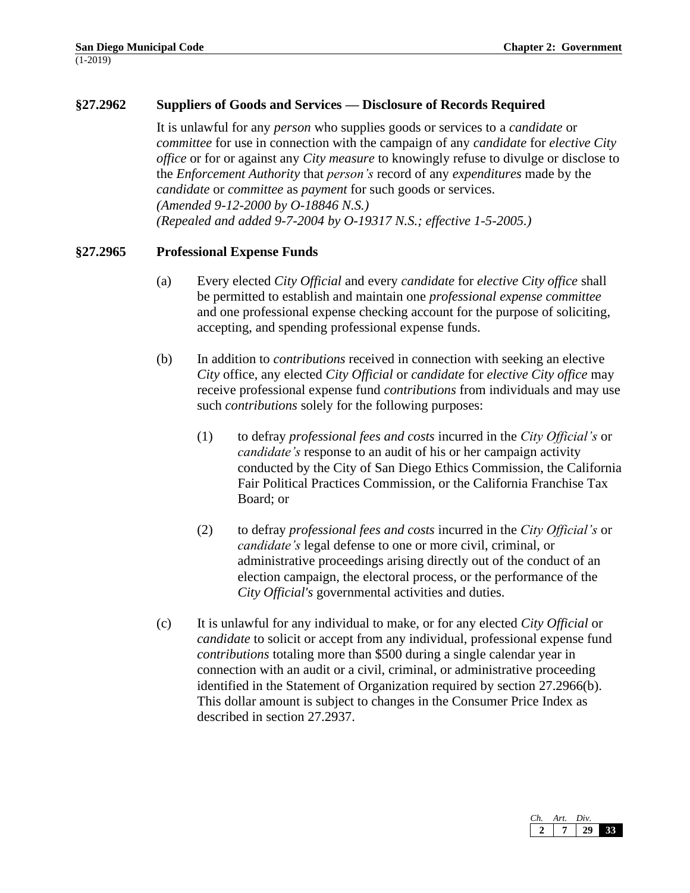### §27.2962 Suppliers of Goods and Services — Disclosure of Records Required

It is unlawful for any *person* who supplies goods or services to a *candidate* or *committee* for use in connection with the campaign of any *candidate* for *elective City office* or for or against any *City measure* to knowingly refuse to divulge or disclose to the *Enforcement Authority* that *person's* record of any *expenditures* made by the *candidate* or *committee* as *payment* for such goods or services.
*(Amended 9-12-2000 by O-18846 N.S.)*
*(Repealed and added 9-7-2004 by O-19317 N.S.; effective 1-5-2005.)*

### §27.2965 Professional Expense Funds

(a) Every elected *City Official* and every *candidate* for *elective City office* shall be permitted to establish and maintain one *professional expense committee* and one professional expense checking account for the purpose of soliciting, accepting, and spending professional expense funds.

(b) In addition to *contributions* received in connection with seeking an elective *City* office, any elected *City Official* or *candidate* for *elective City office* may receive professional expense fund *contributions* from individuals and may use such *contributions* solely for the following purposes:

(1) to defray *professional fees and costs* incurred in the *City Official's* or *candidate's* response to an audit of his or her campaign activity conducted by the City of San Diego Ethics Commission, the California Fair Political Practices Commission, or the California Franchise Tax Board; or

(2) to defray *professional fees and costs* incurred in the *City Official's* or *candidate's* legal defense to one or more civil, criminal, or administrative proceedings arising directly out of the conduct of an election campaign, the electoral process, or the performance of the *City Official's* governmental activities and duties.

(c) It is unlawful for any individual to make, or for any elected *City Official* or *candidate* to solicit or accept from any individual, professional expense fund *contributions* totaling more than $500 during a single calendar year in connection with an audit or a civil, criminal, or administrative proceeding identified in the Statement of Organization required by section 27.2966(b). This dollar amount is subject to changes in the Consumer Price Index as described in section 27.2937.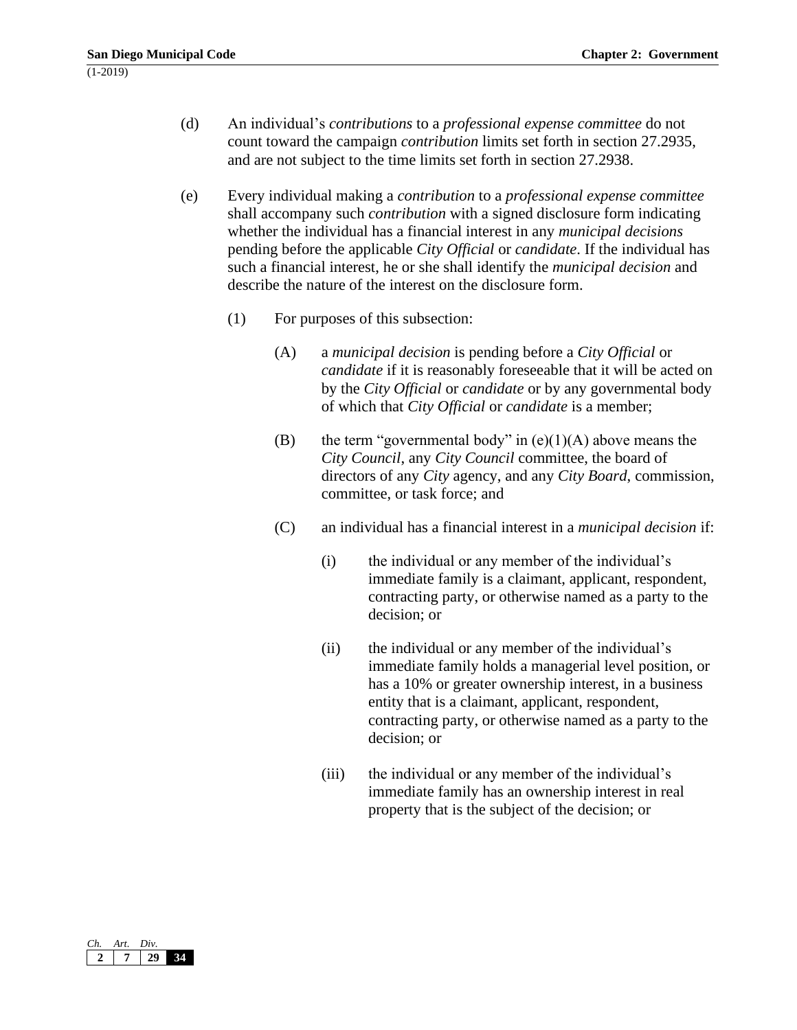(d) An individual's *contributions* to a *professional expense committee* do not count toward the campaign *contribution* limits set forth in section 27.2935, and are not subject to the time limits set forth in section 27.2938.

(e) Every individual making a *contribution* to a *professional expense committee* shall accompany such *contribution* with a signed disclosure form indicating whether the individual has a financial interest in any *municipal decisions* pending before the applicable *City Official* or *candidate*. If the individual has such a financial interest, he or she shall identify the *municipal decision* and describe the nature of the interest on the disclosure form.

(1) For purposes of this subsection:

(A) a *municipal decision* is pending before a *City Official* or *candidate* if it is reasonably foreseeable that it will be acted on by the *City Official* or *candidate* or by any governmental body of which that *City Official* or *candidate* is a member;

(B) the term "governmental body" in (e)(1)(A) above means the *City Council*, any *City Council* committee, the board of directors of any *City* agency, and any *City Board*, commission, committee, or task force; and

(C) an individual has a financial interest in a *municipal decision* if:

(i) the individual or any member of the individual's immediate family is a claimant, applicant, respondent, contracting party, or otherwise named as a party to the decision; or

(ii) the individual or any member of the individual's immediate family holds a managerial level position, or has a 10% or greater ownership interest, in a business entity that is a claimant, applicant, respondent, contracting party, or otherwise named as a party to the decision; or

(iii) the individual or any member of the individual's immediate family has an ownership interest in real property that is the subject of the decision; or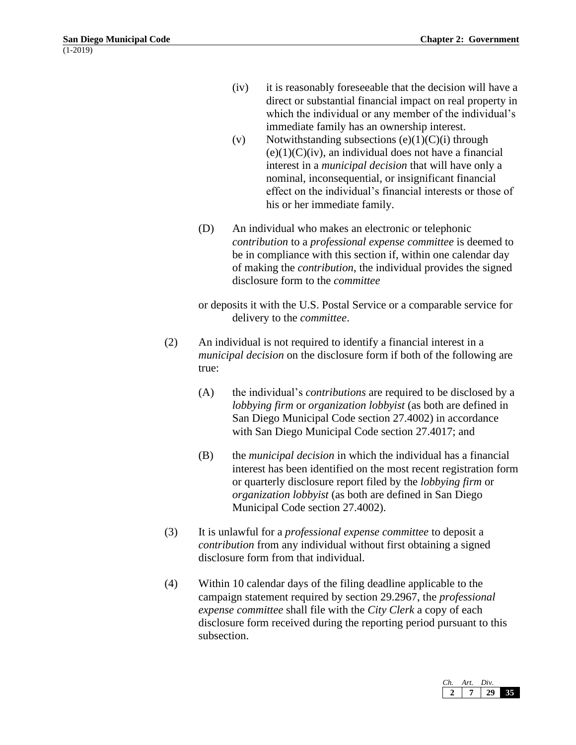(iv) it is reasonably foreseeable that the decision will have a direct or substantial financial impact on real property in which the individual or any member of the individual's immediate family has an ownership interest.

(v) Notwithstanding subsections (e)(1)(C)(i) through (e)(1)(C)(iv), an individual does not have a financial interest in a *municipal decision* that will have only a nominal, inconsequential, or insignificant financial effect on the individual's financial interests or those of his or her immediate family.

(D) An individual who makes an electronic or telephonic *contribution* to a *professional expense committee* is deemed to be in compliance with this section if, within one calendar day of making the *contribution*, the individual provides the signed disclosure form to the *committee* or deposits it with the U.S. Postal Service or a comparable service for delivery to the *committee*.

(2) An individual is not required to identify a financial interest in a *municipal decision* on the disclosure form if both of the following are true:

(A) the individual's *contributions* are required to be disclosed by a *lobbying firm* or *organization lobbyist* (as both are defined in San Diego Municipal Code section 27.4002) in accordance with San Diego Municipal Code section 27.4017; and

(B) the *municipal decision* in which the individual has a financial interest has been identified on the most recent registration form or quarterly disclosure report filed by the *lobbying firm* or *organization lobbyist* (as both are defined in San Diego Municipal Code section 27.4002).

(3) It is unlawful for a *professional expense committee* to deposit a *contribution* from any individual without first obtaining a signed disclosure form from that individual.

(4) Within 10 calendar days of the filing deadline applicable to the campaign statement required by section 29.2967, the *professional expense committee* shall file with the *City Clerk* a copy of each disclosure form received during the reporting period pursuant to this subsection.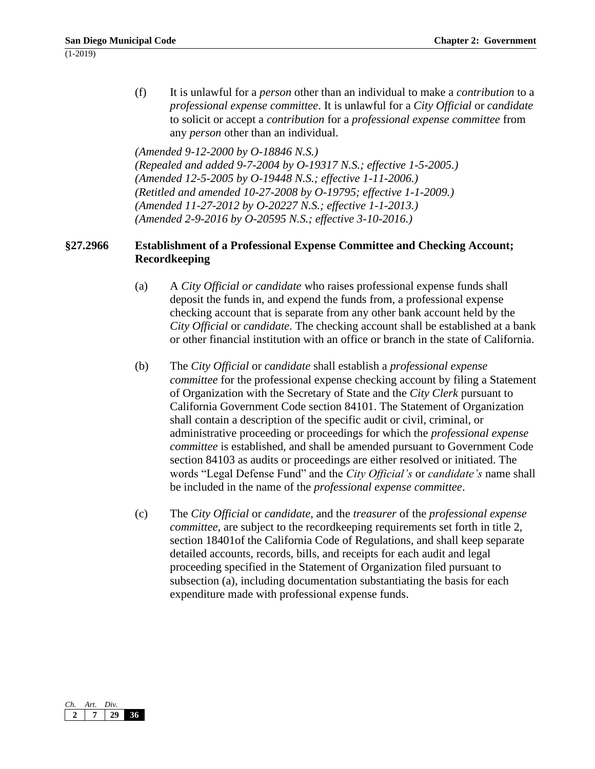(f) It is unlawful for a *person* other than an individual to make a *contribution* to a *professional expense committee*. It is unlawful for a *City Official* or *candidate* to solicit or accept a *contribution* for a *professional expense committee* from any *person* other than an individual.

*(Amended 9-12-2000 by O-18846 N.S.)*
*(Repealed and added 9-7-2004 by O-19317 N.S.; effective 1-5-2005.)*
*(Amended 12-5-2005 by O-19448 N.S.; effective 1-11-2006.)*
*(Retitled and amended 10-27-2008 by O-19795; effective 1-1-2009.)*
*(Amended 11-27-2012 by O-20227 N.S.; effective 1-1-2013.)*
*(Amended 2-9-2016 by O-20595 N.S.; effective 3-10-2016.)*

### §27.2966 Establishment of a Professional Expense Committee and Checking Account; Recordkeeping

(a) A *City Official or candidate* who raises professional expense funds shall deposit the funds in, and expend the funds from, a professional expense checking account that is separate from any other bank account held by the *City Official* or *candidate*. The checking account shall be established at a bank or other financial institution with an office or branch in the state of California.

(b) The *City Official* or *candidate* shall establish a *professional expense committee* for the professional expense checking account by filing a Statement of Organization with the Secretary of State and the *City Clerk* pursuant to California Government Code section 84101. The Statement of Organization shall contain a description of the specific audit or civil, criminal, or administrative proceeding or proceedings for which the *professional expense committee* is established, and shall be amended pursuant to Government Code section 84103 as audits or proceedings are either resolved or initiated. The words "Legal Defense Fund" and the *City Official's* or *candidate's* name shall be included in the name of the *professional expense committee*.

(c) The *City Official* or *candidate*, and the *treasurer* of the *professional expense committee*, are subject to the recordkeeping requirements set forth in title 2, section 18401of the California Code of Regulations, and shall keep separate detailed accounts, records, bills, and receipts for each audit and legal proceeding specified in the Statement of Organization filed pursuant to subsection (a), including documentation substantiating the basis for each expenditure made with professional expense funds.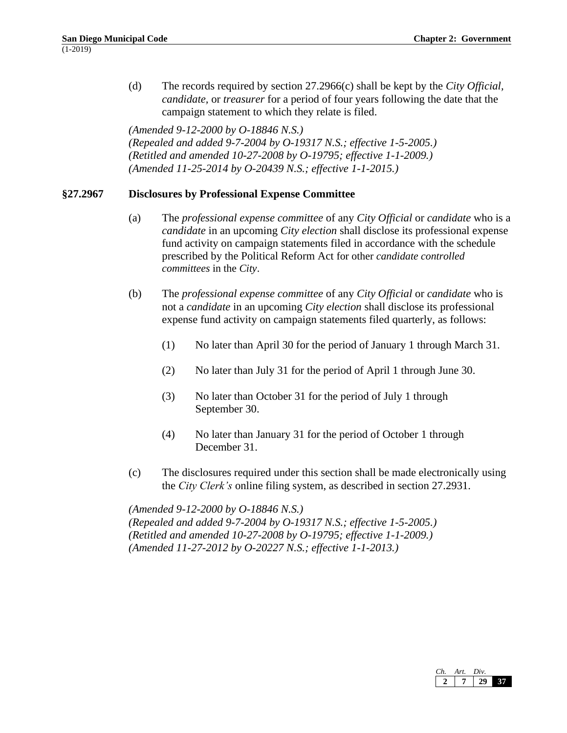(d) The records required by section 27.2966(c) shall be kept by the *City Official*, *candidate*, or *treasurer* for a period of four years following the date that the campaign statement to which they relate is filed.

*(Amended 9-12-2000 by O-18846 N.S.)*
*(Repealed and added 9-7-2004 by O-19317 N.S.; effective 1-5-2005.)*
*(Retitled and amended 10-27-2008 by O-19795; effective 1-1-2009.)*
*(Amended 11-25-2014 by O-20439 N.S.; effective 1-1-2015.)*

### §27.2967 Disclosures by Professional Expense Committee

(a) The *professional expense committee* of any *City Official* or *candidate* who is a *candidate* in an upcoming *City election* shall disclose its professional expense fund activity on campaign statements filed in accordance with the schedule prescribed by the Political Reform Act for other *candidate controlled committees* in the *City*.

(b) The *professional expense committee* of any *City Official* or *candidate* who is not a *candidate* in an upcoming *City election* shall disclose its professional expense fund activity on campaign statements filed quarterly, as follows:

(1) No later than April 30 for the period of January 1 through March 31.

(2) No later than July 31 for the period of April 1 through June 30.

(3) No later than October 31 for the period of July 1 through September 30.

(4) No later than January 31 for the period of October 1 through December 31.

(c) The disclosures required under this section shall be made electronically using the *City Clerk's* online filing system, as described in section 27.2931.

*(Amended 9-12-2000 by O-18846 N.S.)*
*(Repealed and added 9-7-2004 by O-19317 N.S.; effective 1-5-2005.)*
*(Retitled and amended 10-27-2008 by O-19795; effective 1-1-2009.)*
*(Amended 11-27-2012 by O-20227 N.S.; effective 1-1-2013.)*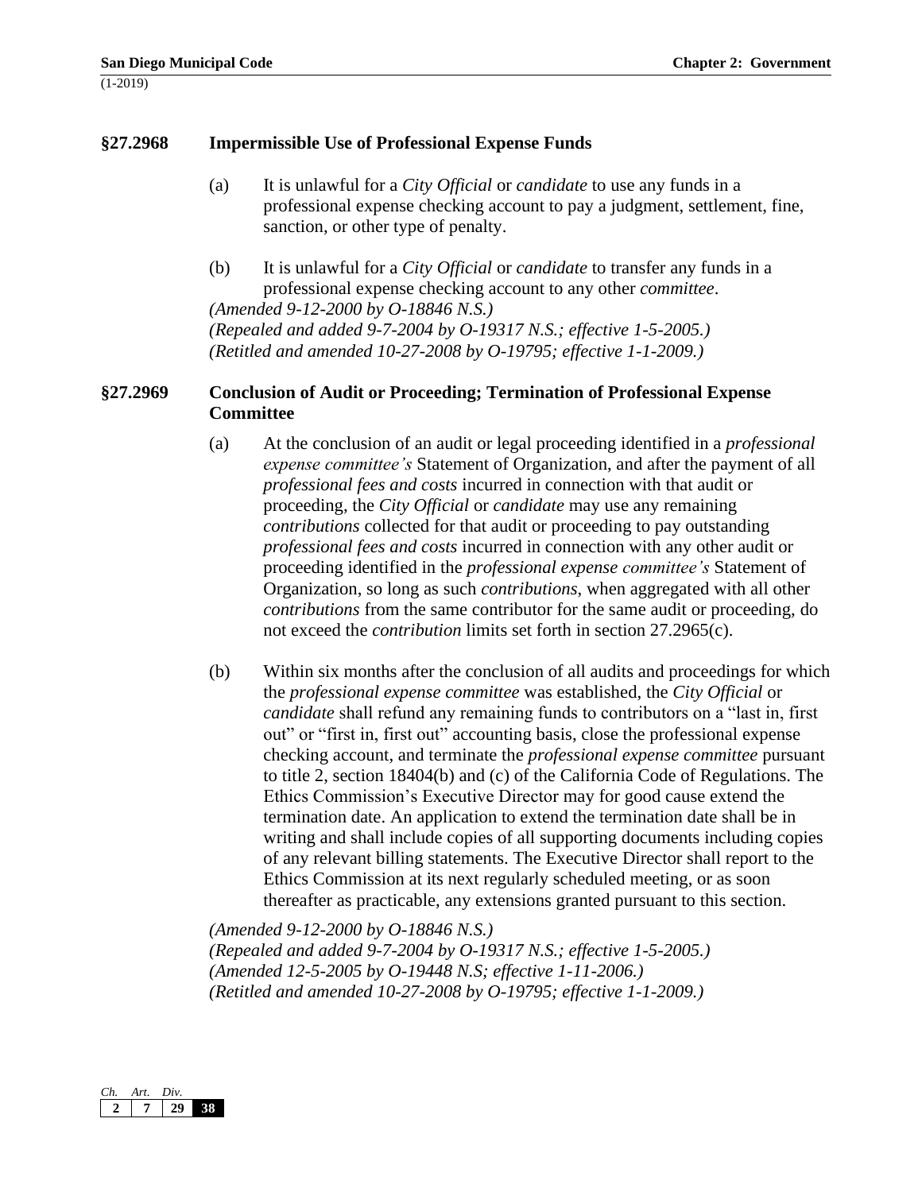### §27.2968 Impermissible Use of Professional Expense Funds

(a) It is unlawful for a *City Official* or *candidate* to use any funds in a professional expense checking account to pay a judgment, settlement, fine, sanction, or other type of penalty.

(b) It is unlawful for a *City Official* or *candidate* to transfer any funds in a professional expense checking account to any other *committee*.

*(Amended 9-12-2000 by O-18846 N.S.)*
*(Repealed and added 9-7-2004 by O-19317 N.S.; effective 1-5-2005.)*
*(Retitled and amended 10-27-2008 by O-19795; effective 1-1-2009.)*

### §27.2969 Conclusion of Audit or Proceeding; Termination of Professional Expense Committee

(a) At the conclusion of an audit or legal proceeding identified in a *professional expense committee's* Statement of Organization, and after the payment of all *professional fees and costs* incurred in connection with that audit or proceeding, the *City Official* or *candidate* may use any remaining *contributions* collected for that audit or proceeding to pay outstanding *professional fees and costs* incurred in connection with any other audit or proceeding identified in the *professional expense committee's* Statement of Organization, so long as such *contributions*, when aggregated with all other *contributions* from the same contributor for the same audit or proceeding, do not exceed the *contribution* limits set forth in section 27.2965(c).

(b) Within six months after the conclusion of all audits and proceedings for which the *professional expense committee* was established, the *City Official* or *candidate* shall refund any remaining funds to contributors on a "last in, first out" or "first in, first out" accounting basis, close the professional expense checking account, and terminate the *professional expense committee* pursuant to title 2, section 18404(b) and (c) of the California Code of Regulations. The Ethics Commission's Executive Director may for good cause extend the termination date. An application to extend the termination date shall be in writing and shall include copies of all supporting documents including copies of any relevant billing statements. The Executive Director shall report to the Ethics Commission at its next regularly scheduled meeting, or as soon thereafter as practicable, any extensions granted pursuant to this section.

*(Amended 9-12-2000 by O-18846 N.S.)*
*(Repealed and added 9-7-2004 by O-19317 N.S.; effective 1-5-2005.)*
*(Amended 12-5-2005 by O-19448 N.S; effective 1-11-2006.)*
*(Retitled and amended 10-27-2008 by O-19795; effective 1-1-2009.)*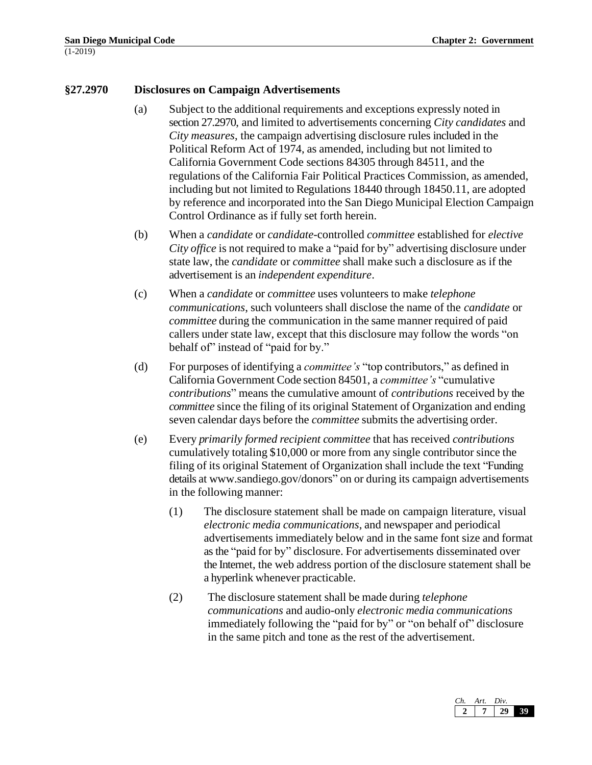### §27.2970 Disclosures on Campaign Advertisements

(a) Subject to the additional requirements and exceptions expressly noted in section 27.2970, and limited to advertisements concerning *City candidates* and *City measures*, the campaign advertising disclosure rules included in the Political Reform Act of 1974, as amended, including but not limited to California Government Code sections 84305 through 84511, and the regulations of the California Fair Political Practices Commission, as amended, including but not limited to Regulations 18440 through 18450.11, are adopted by reference and incorporated into the San Diego Municipal Election Campaign Control Ordinance as if fully set forth herein.

(b) When a *candidate* or *candidate*-controlled *committee* established for *elective City office* is not required to make a "paid for by" advertising disclosure under state law, the *candidate* or *committee* shall make such a disclosure as if the advertisement is an *independent expenditure*.

(c) When a *candidate* or *committee* uses volunteers to make *telephone communications*, such volunteers shall disclose the name of the *candidate* or *committee* during the communication in the same manner required of paid callers under state law, except that this disclosure may follow the words "on behalf of" instead of "paid for by."

(d) For purposes of identifying a *committee's* "top contributors," as defined in California Government Code section 84501, a *committee's* "cumulative *contributions*" means the cumulative amount of *contributions* received by the *committee* since the filing of its original Statement of Organization and ending seven calendar days before the *committee* submits the advertising order.

(e) Every *primarily formed recipient committee* that has received *contributions* cumulatively totaling $10,000 or more from any single contributor since the filing of its original Statement of Organization shall include the text "Funding details at www.sandiego.gov/donors" on or during its campaign advertisements in the following manner:

  (1) The disclosure statement shall be made on campaign literature, visual *electronic media communications*, and newspaper and periodical advertisements immediately below and in the same font size and format as the "paid for by" disclosure. For advertisements disseminated over the Internet, the web address portion of the disclosure statement shall be a hyperlink whenever practicable.

  (2) The disclosure statement shall be made during *telephone communications* and audio-only *electronic media communications* immediately following the "paid for by" or "on behalf of" disclosure in the same pitch and tone as the rest of the advertisement.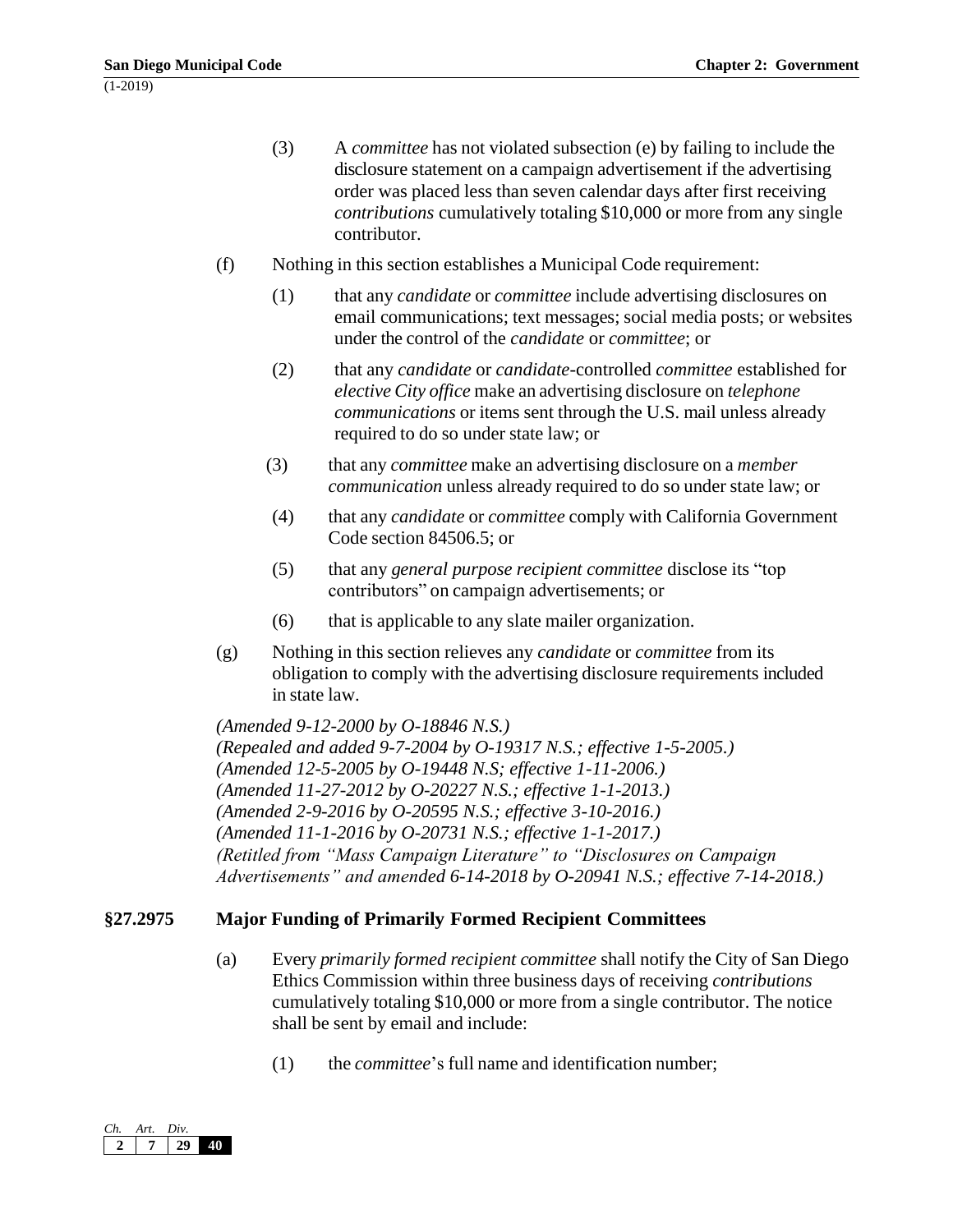(3) A *committee* has not violated subsection (e) by failing to include the disclosure statement on a campaign advertisement if the advertising order was placed less than seven calendar days after first receiving *contributions* cumulatively totaling $10,000 or more from any single contributor.

(f) Nothing in this section establishes a Municipal Code requirement:

(1) that any *candidate* or *committee* include advertising disclosures on email communications; text messages; social media posts; or websites under the control of the *candidate* or *committee*; or

(2) that any *candidate* or *candidate*-controlled *committee* established for *elective City office* make an advertising disclosure on *telephone communications* or items sent through the U.S. mail unless already required to do so under state law; or

(3) that any *committee* make an advertising disclosure on a *member communication* unless already required to do so under state law; or

(4) that any *candidate* or *committee* comply with California Government Code section 84506.5; or

(5) that any *general purpose recipient committee* disclose its "top contributors" on campaign advertisements; or

(6) that is applicable to any slate mailer organization.

(g) Nothing in this section relieves any *candidate* or *committee* from its obligation to comply with the advertising disclosure requirements included in state law.

*(Amended 9-12-2000 by O-18846 N.S.)*
*(Repealed and added 9-7-2004 by O-19317 N.S.; effective 1-5-2005.)*
*(Amended 12-5-2005 by O-19448 N.S; effective 1-11-2006.)*
*(Amended 11-27-2012 by O-20227 N.S.; effective 1-1-2013.)*
*(Amended 2-9-2016 by O-20595 N.S.; effective 3-10-2016.)*
*(Amended 11-1-2016 by O-20731 N.S.; effective 1-1-2017.)*
*(Retitled from "Mass Campaign Literature" to "Disclosures on Campaign Advertisements" and amended 6-14-2018 by O-20941 N.S.; effective 7-14-2018.)*

## §27.2975 Major Funding of Primarily Formed Recipient Committees

(a) Every *primarily formed recipient committee* shall notify the City of San Diego Ethics Commission within three business days of receiving *contributions* cumulatively totaling $10,000 or more from a single contributor. The notice shall be sent by email and include:

(1) the *committee*'s full name and identification number;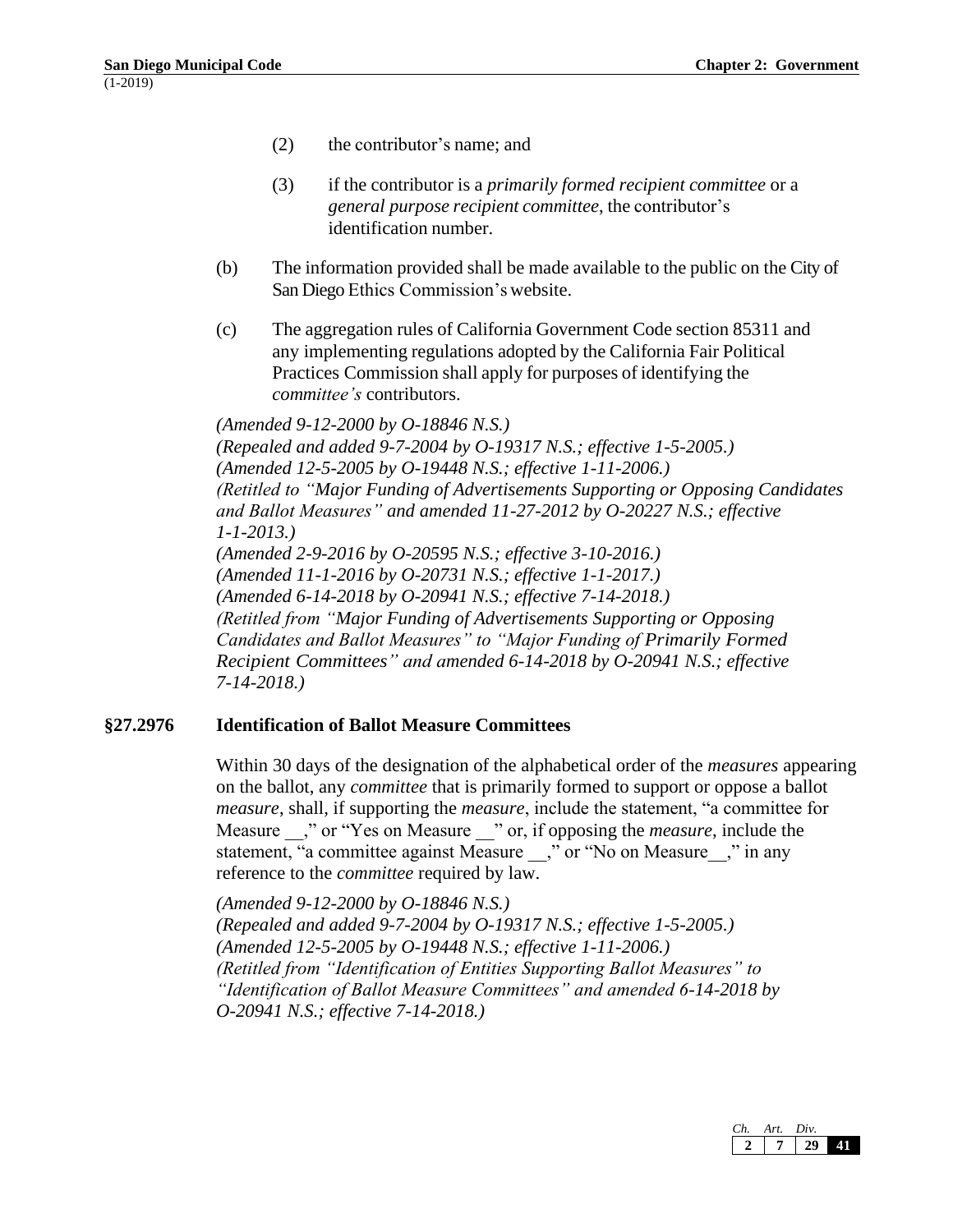(2) the contributor's name; and

(3) if the contributor is a *primarily formed recipient committee* or a *general purpose recipient committee*, the contributor's identification number.

(b) The information provided shall be made available to the public on the City of San Diego Ethics Commission's website.

(c) The aggregation rules of California Government Code section 85311 and any implementing regulations adopted by the California Fair Political Practices Commission shall apply for purposes of identifying the *committee's* contributors.

*(Amended 9-12-2000 by O-18846 N.S.)*
*(Repealed and added 9-7-2004 by O-19317 N.S.; effective 1-5-2005.)*
*(Amended 12-5-2005 by O-19448 N.S.; effective 1-11-2006.)*
*(Retitled to "Major Funding of Advertisements Supporting or Opposing Candidates and Ballot Measures" and amended 11-27-2012 by O-20227 N.S.; effective 1-1-2013.)*
*(Amended 2-9-2016 by O-20595 N.S.; effective 3-10-2016.)*
*(Amended 11-1-2016 by O-20731 N.S.; effective 1-1-2017.)*
*(Amended 6-14-2018 by O-20941 N.S.; effective 7-14-2018.)*
*(Retitled from "Major Funding of Advertisements Supporting or Opposing Candidates and Ballot Measures" to "Major Funding of Primarily Formed Recipient Committees" and amended 6-14-2018 by O-20941 N.S.; effective 7-14-2018.)*

### §27.2976 Identification of Ballot Measure Committees

Within 30 days of the designation of the alphabetical order of the *measures* appearing on the ballot, any *committee* that is primarily formed to support or oppose a ballot *measure*, shall, if supporting the *measure*, include the statement, "a committee for Measure __," or "Yes on Measure __" or, if opposing the *measure*, include the statement, "a committee against Measure __," or "No on Measure__," in any reference to the *committee* required by law.

*(Amended 9-12-2000 by O-18846 N.S.)*
*(Repealed and added 9-7-2004 by O-19317 N.S.; effective 1-5-2005.)*
*(Amended 12-5-2005 by O-19448 N.S.; effective 1-11-2006.)*
*(Retitled from "Identification of Entities Supporting Ballot Measures" to "Identification of Ballot Measure Committees" and amended 6-14-2018 by O-20941 N.S.; effective 7-14-2018.)*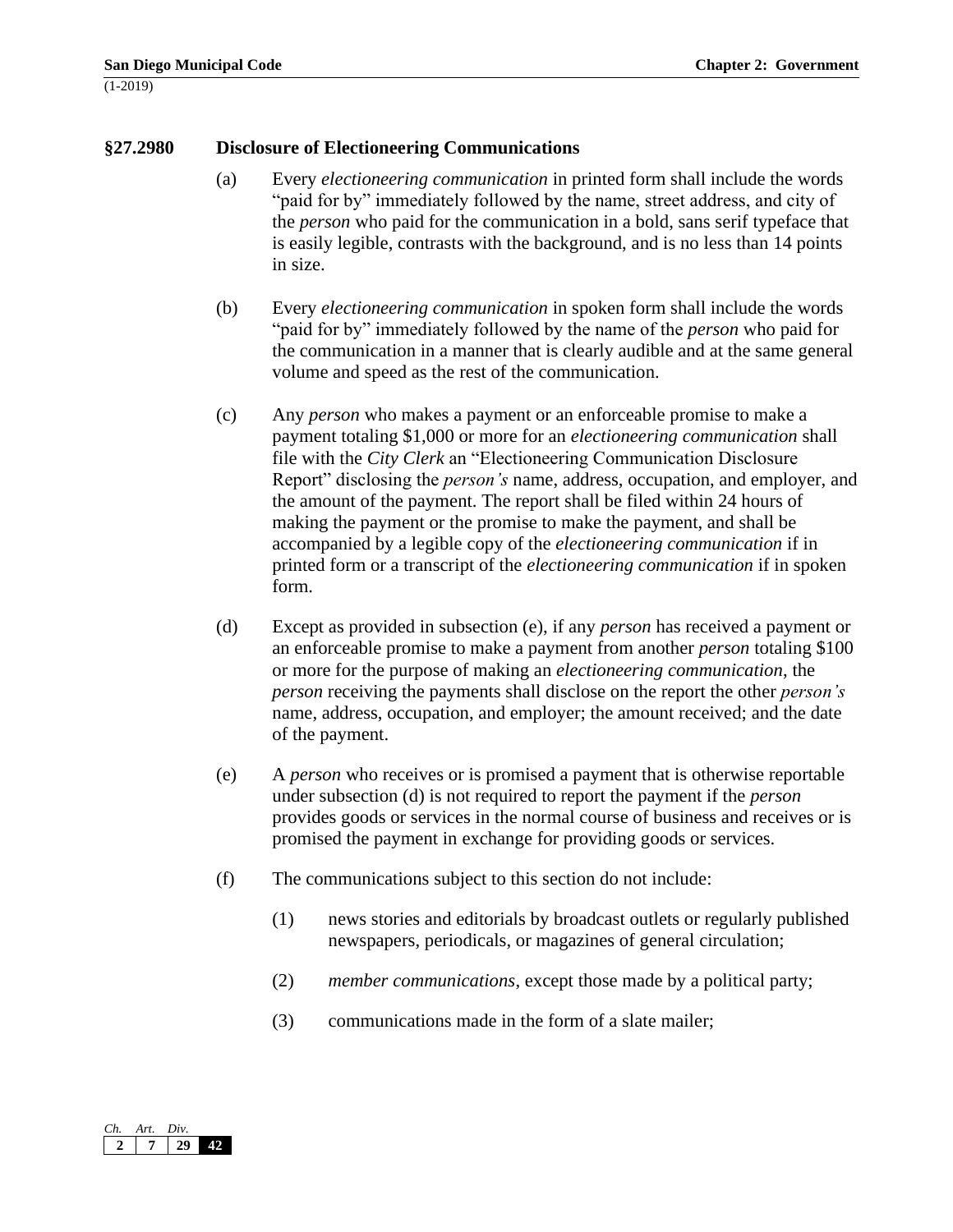## §27.2980 Disclosure of Electioneering Communications

(a) Every *electioneering communication* in printed form shall include the words "paid for by" immediately followed by the name, street address, and city of the *person* who paid for the communication in a bold, sans serif typeface that is easily legible, contrasts with the background, and is no less than 14 points in size.

(b) Every *electioneering communication* in spoken form shall include the words "paid for by" immediately followed by the name of the *person* who paid for the communication in a manner that is clearly audible and at the same general volume and speed as the rest of the communication.

(c) Any *person* who makes a payment or an enforceable promise to make a payment totaling $1,000 or more for an *electioneering communication* shall file with the *City Clerk* an "Electioneering Communication Disclosure Report" disclosing the *person's* name, address, occupation, and employer, and the amount of the payment. The report shall be filed within 24 hours of making the payment or the promise to make the payment, and shall be accompanied by a legible copy of the *electioneering communication* if in printed form or a transcript of the *electioneering communication* if in spoken form.

(d) Except as provided in subsection (e), if any *person* has received a payment or an enforceable promise to make a payment from another *person* totaling $100 or more for the purpose of making an *electioneering communication*, the *person* receiving the payments shall disclose on the report the other *person's* name, address, occupation, and employer; the amount received; and the date of the payment.

(e) A *person* who receives or is promised a payment that is otherwise reportable under subsection (d) is not required to report the payment if the *person* provides goods or services in the normal course of business and receives or is promised the payment in exchange for providing goods or services.

(f) The communications subject to this section do not include:

(1) news stories and editorials by broadcast outlets or regularly published newspapers, periodicals, or magazines of general circulation;

(2) *member communications*, except those made by a political party;

(3) communications made in the form of a slate mailer;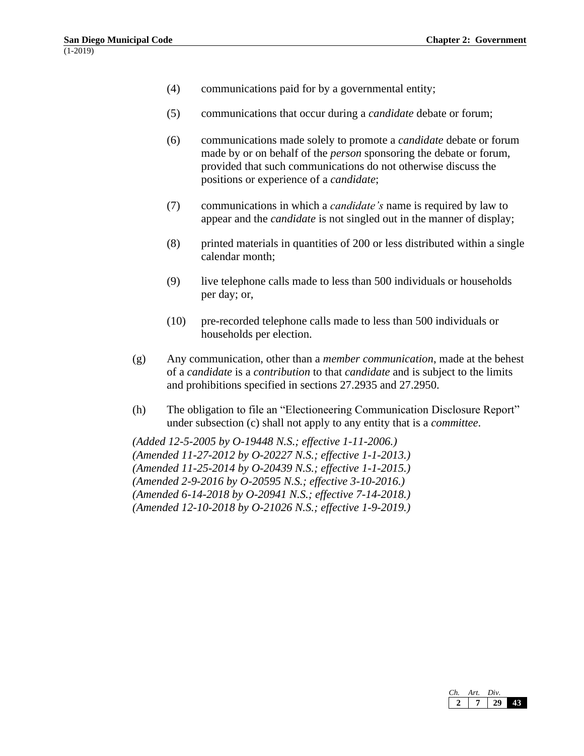(4) communications paid for by a governmental entity;

(5) communications that occur during a *candidate* debate or forum;

(6) communications made solely to promote a *candidate* debate or forum made by or on behalf of the *person* sponsoring the debate or forum, provided that such communications do not otherwise discuss the positions or experience of a *candidate*;

(7) communications in which a *candidate's* name is required by law to appear and the *candidate* is not singled out in the manner of display;

(8) printed materials in quantities of 200 or less distributed within a single calendar month;

(9) live telephone calls made to less than 500 individuals or households per day; or,

(10) pre-recorded telephone calls made to less than 500 individuals or households per election.

(g) Any communication, other than a *member communication*, made at the behest of a *candidate* is a *contribution* to that *candidate* and is subject to the limits and prohibitions specified in sections 27.2935 and 27.2950.

(h) The obligation to file an "Electioneering Communication Disclosure Report" under subsection (c) shall not apply to any entity that is a *committee*.

*(Added 12-5-2005 by O-19448 N.S.; effective 1-11-2006.)*
*(Amended 11-27-2012 by O-20227 N.S.; effective 1-1-2013.)*
*(Amended 11-25-2014 by O-20439 N.S.; effective 1-1-2015.)*
*(Amended 2-9-2016 by O-20595 N.S.; effective 3-10-2016.)*
*(Amended 6-14-2018 by O-20941 N.S.; effective 7-14-2018.)*
*(Amended 12-10-2018 by O-21026 N.S.; effective 1-9-2019.)*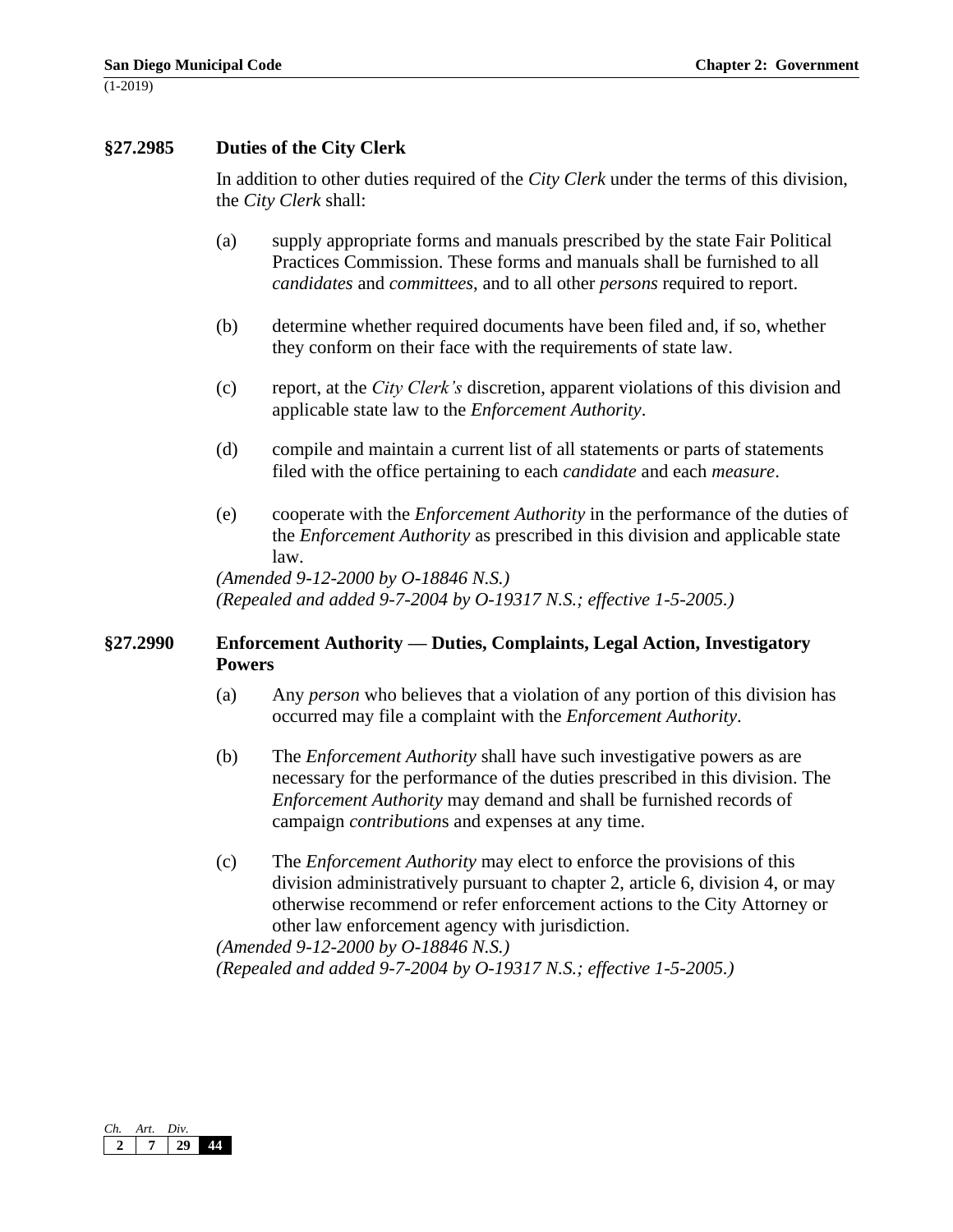### §27.2985 Duties of the City Clerk

In addition to other duties required of the *City Clerk* under the terms of this division, the *City Clerk* shall:

(a) supply appropriate forms and manuals prescribed by the state Fair Political Practices Commission. These forms and manuals shall be furnished to all *candidates* and *committees*, and to all other *persons* required to report.

(b) determine whether required documents have been filed and, if so, whether they conform on their face with the requirements of state law.

(c) report, at the *City Clerk's* discretion, apparent violations of this division and applicable state law to the *Enforcement Authority*.

(d) compile and maintain a current list of all statements or parts of statements filed with the office pertaining to each *candidate* and each *measure*.

(e) cooperate with the *Enforcement Authority* in the performance of the duties of the *Enforcement Authority* as prescribed in this division and applicable state law.

*(Amended 9-12-2000 by O-18846 N.S.)*
*(Repealed and added 9-7-2004 by O-19317 N.S.; effective 1-5-2005.)*

### §27.2990 Enforcement Authority — Duties, Complaints, Legal Action, Investigatory Powers

(a) Any *person* who believes that a violation of any portion of this division has occurred may file a complaint with the *Enforcement Authority*.

(b) The *Enforcement Authority* shall have such investigative powers as are necessary for the performance of the duties prescribed in this division. The *Enforcement Authority* may demand and shall be furnished records of campaign *contribution*s and expenses at any time.

(c) The *Enforcement Authority* may elect to enforce the provisions of this division administratively pursuant to chapter 2, article 6, division 4, or may otherwise recommend or refer enforcement actions to the City Attorney or other law enforcement agency with jurisdiction.

*(Amended 9-12-2000 by O-18846 N.S.)*
*(Repealed and added 9-7-2004 by O-19317 N.S.; effective 1-5-2005.)*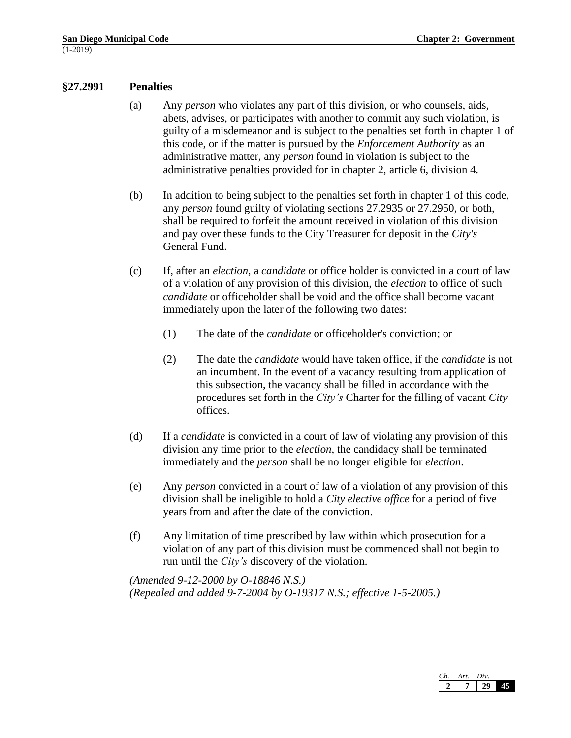### §27.2991 Penalties

(a) Any *person* who violates any part of this division, or who counsels, aids, abets, advises, or participates with another to commit any such violation, is guilty of a misdemeanor and is subject to the penalties set forth in chapter 1 of this code, or if the matter is pursued by the *Enforcement Authority* as an administrative matter, any *person* found in violation is subject to the administrative penalties provided for in chapter 2, article 6, division 4.

(b) In addition to being subject to the penalties set forth in chapter 1 of this code, any *person* found guilty of violating sections 27.2935 or 27.2950, or both, shall be required to forfeit the amount received in violation of this division and pay over these funds to the City Treasurer for deposit in the *City's* General Fund.

(c) If, after an *election*, a *candidate* or office holder is convicted in a court of law of a violation of any provision of this division, the *election* to office of such *candidate* or officeholder shall be void and the office shall become vacant immediately upon the later of the following two dates:

(1) The date of the *candidate* or officeholder's conviction; or

(2) The date the *candidate* would have taken office, if the *candidate* is not an incumbent. In the event of a vacancy resulting from application of this subsection, the vacancy shall be filled in accordance with the procedures set forth in the *City's* Charter for the filling of vacant *City* offices.

(d) If a *candidate* is convicted in a court of law of violating any provision of this division any time prior to the *election*, the candidacy shall be terminated immediately and the *person* shall be no longer eligible for *election*.

(e) Any *person* convicted in a court of law of a violation of any provision of this division shall be ineligible to hold a *City elective office* for a period of five years from and after the date of the conviction.

(f) Any limitation of time prescribed by law within which prosecution for a violation of any part of this division must be commenced shall not begin to run until the *City's* discovery of the violation.

*(Amended 9-12-2000 by O-18846 N.S.)*
*(Repealed and added 9-7-2004 by O-19317 N.S.; effective 1-5-2005.)*